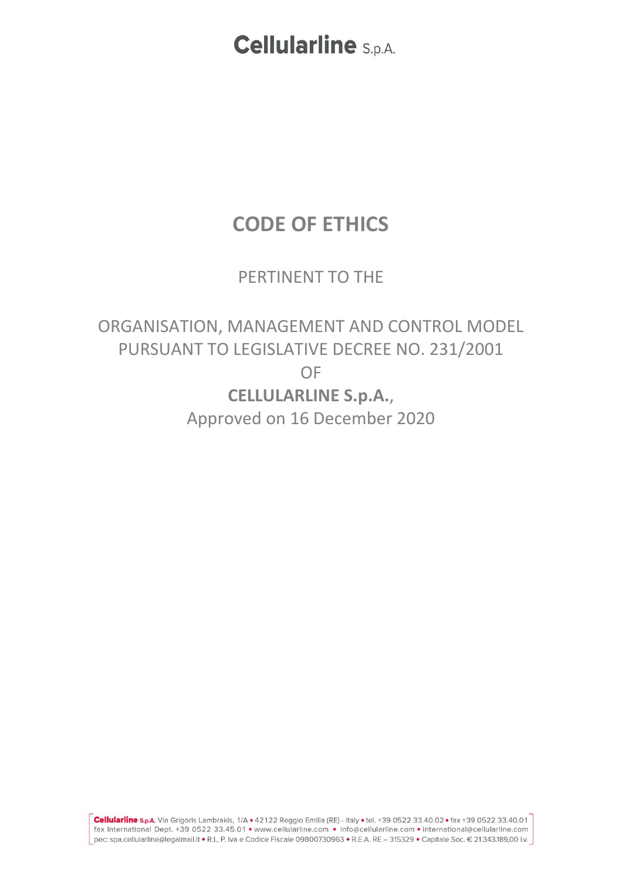# CODE OF ETHICS

PERTINENT TO THE

ORGANISATION, MANAGEMENT AND CONTROL MODEL PURSUANT TO LEGISLATIVE DECREE NO. 231/2001 OF

**CELLULARLINE S.p.A.**,

Approved on 16 December 2020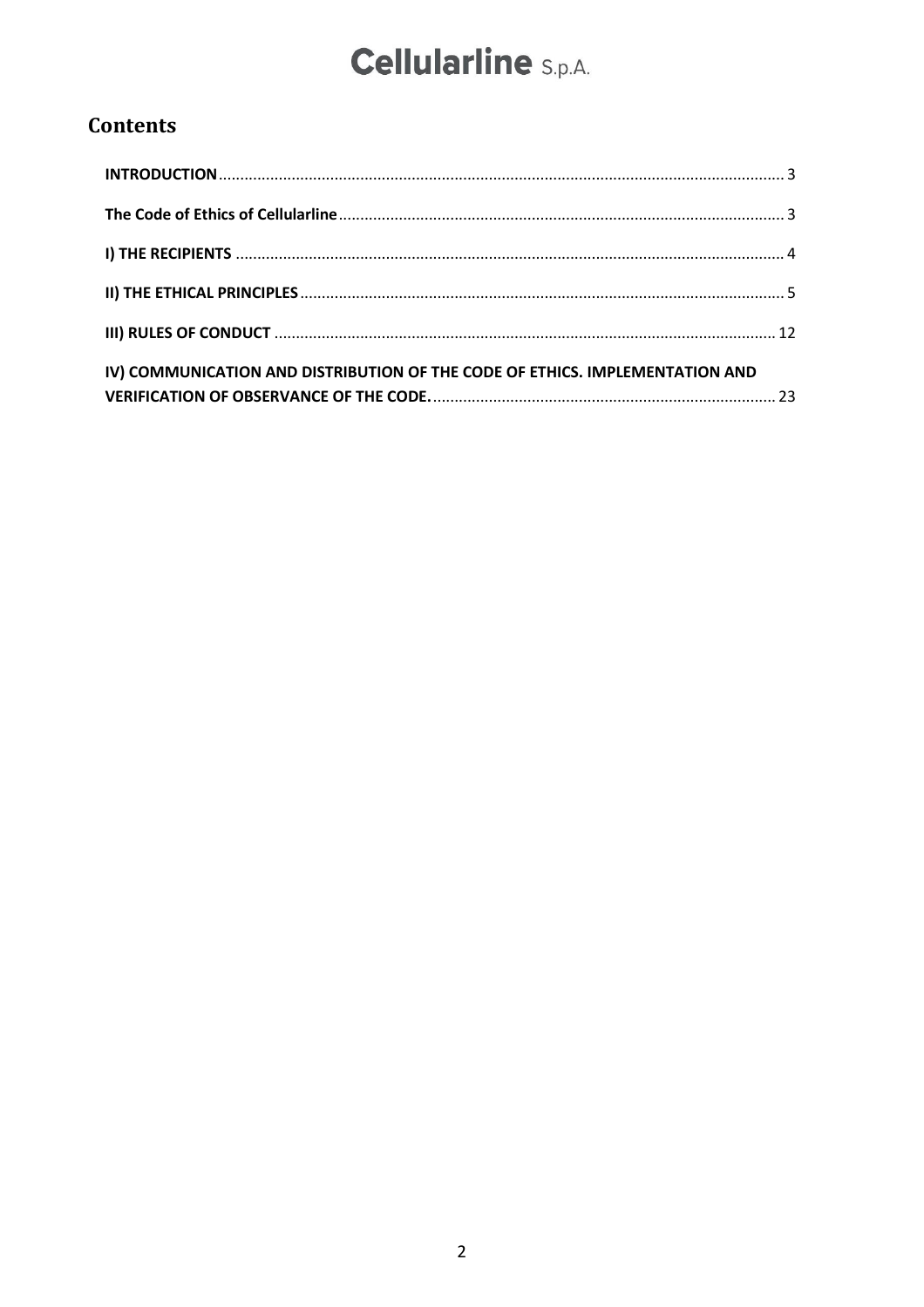## Contents

**INTRODUCTION** .......... 3

**The Code of Ethics of Cellularline** .......... 3

**I) THE RECIPIENTS** .......... 4

**II) THE ETHICAL PRINCIPLES** .......... 5

**III) RULES OF CONDUCT** .......... 12

**IV) COMMUNICATION AND DISTRIBUTION OF THE CODE OF ETHICS. IMPLEMENTATION AND VERIFICATION OF OBSERVANCE OF THE CODE.** .......... 23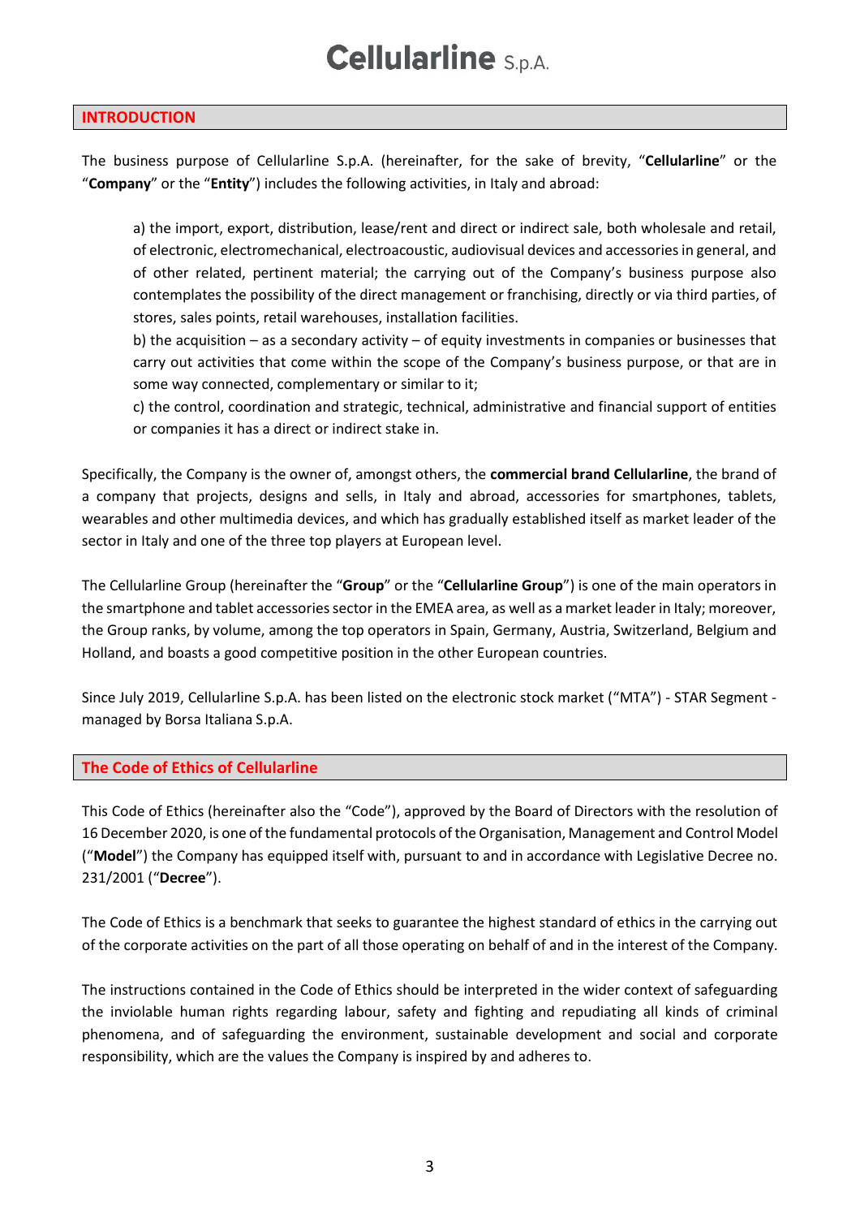## INTRODUCTION

The business purpose of Cellularline S.p.A. (hereinafter, for the sake of brevity, "**Cellularline**" or the "**Company**" or the "**Entity**") includes the following activities, in Italy and abroad:

> a) the import, export, distribution, lease/rent and direct or indirect sale, both wholesale and retail, of electronic, electromechanical, electroacoustic, audiovisual devices and accessories in general, and of other related, pertinent material; the carrying out of the Company's business purpose also contemplates the possibility of the direct management or franchising, directly or via third parties, of stores, sales points, retail warehouses, installation facilities.
>
> b) the acquisition – as a secondary activity – of equity investments in companies or businesses that carry out activities that come within the scope of the Company's business purpose, or that are in some way connected, complementary or similar to it;
>
> c) the control, coordination and strategic, technical, administrative and financial support of entities or companies it has a direct or indirect stake in.

Specifically, the Company is the owner of, amongst others, the **commercial brand Cellularline**, the brand of a company that projects, designs and sells, in Italy and abroad, accessories for smartphones, tablets, wearables and other multimedia devices, and which has gradually established itself as market leader of the sector in Italy and one of the three top players at European level.

The Cellularline Group (hereinafter the "**Group**" or the "**Cellularline Group**") is one of the main operators in the smartphone and tablet accessories sector in the EMEA area, as well as a market leader in Italy; moreover, the Group ranks, by volume, among the top operators in Spain, Germany, Austria, Switzerland, Belgium and Holland, and boasts a good competitive position in the other European countries.

Since July 2019, Cellularline S.p.A. has been listed on the electronic stock market ("MTA") - STAR Segment - managed by Borsa Italiana S.p.A.

## The Code of Ethics of Cellularline

This Code of Ethics (hereinafter also the "Code"), approved by the Board of Directors with the resolution of 16 December 2020, is one of the fundamental protocols of the Organisation, Management and Control Model ("**Model**") the Company has equipped itself with, pursuant to and in accordance with Legislative Decree no. 231/2001 ("**Decree**").

The Code of Ethics is a benchmark that seeks to guarantee the highest standard of ethics in the carrying out of the corporate activities on the part of all those operating on behalf of and in the interest of the Company.

The instructions contained in the Code of Ethics should be interpreted in the wider context of safeguarding the inviolable human rights regarding labour, safety and fighting and repudiating all kinds of criminal phenomena, and of safeguarding the environment, sustainable development and social and corporate responsibility, which are the values the Company is inspired by and adheres to.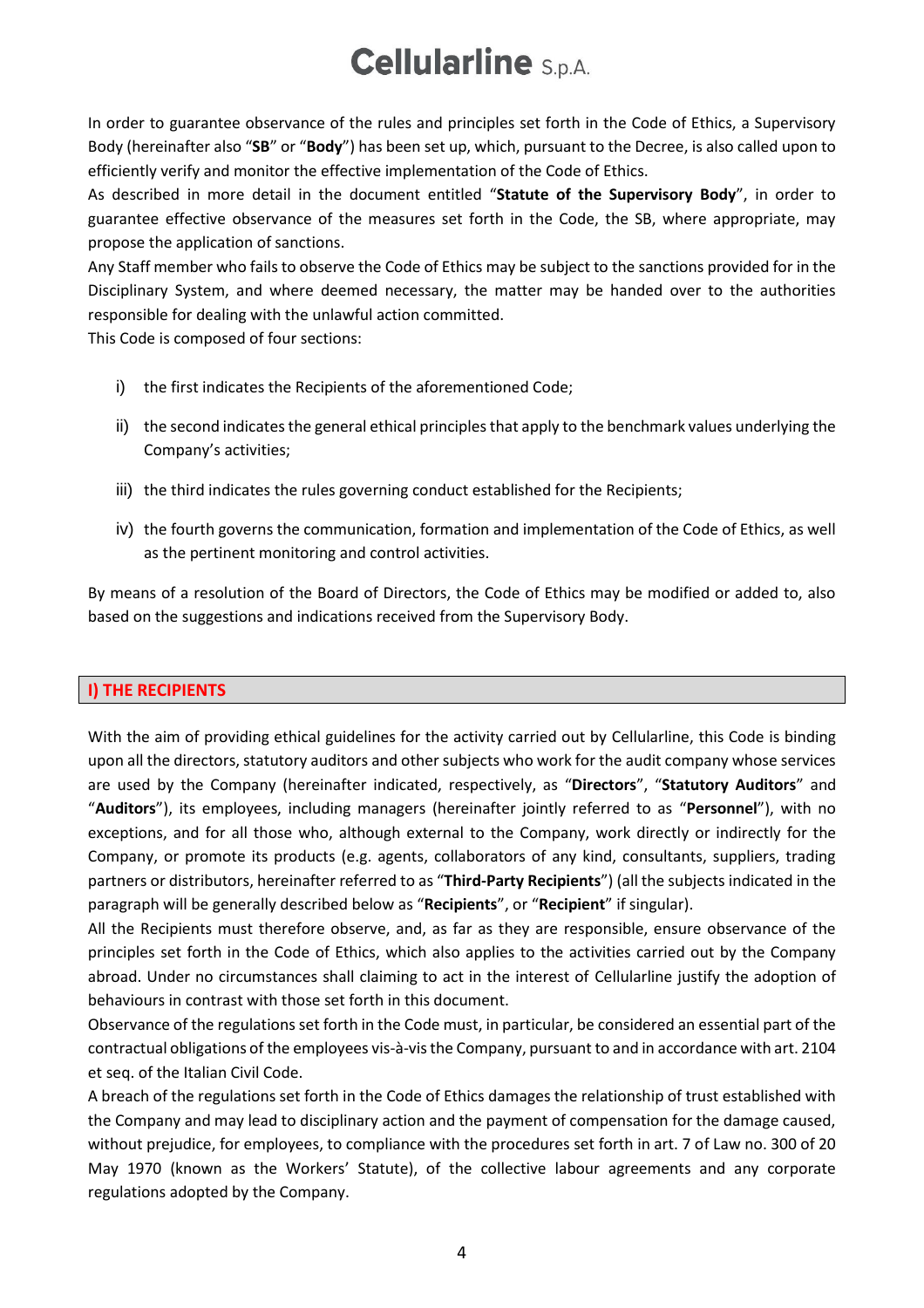In order to guarantee observance of the rules and principles set forth in the Code of Ethics, a Supervisory Body (hereinafter also "**SB**" or "**Body**") has been set up, which, pursuant to the Decree, is also called upon to efficiently verify and monitor the effective implementation of the Code of Ethics.

As described in more detail in the document entitled "**Statute of the Supervisory Body**", in order to guarantee effective observance of the measures set forth in the Code, the SB, where appropriate, may propose the application of sanctions.

Any Staff member who fails to observe the Code of Ethics may be subject to the sanctions provided for in the Disciplinary System, and where deemed necessary, the matter may be handed over to the authorities responsible for dealing with the unlawful action committed.

This Code is composed of four sections:

i) the first indicates the Recipients of the aforementioned Code;

ii) the second indicates the general ethical principles that apply to the benchmark values underlying the Company's activities;

iii) the third indicates the rules governing conduct established for the Recipients;

iv) the fourth governs the communication, formation and implementation of the Code of Ethics, as well as the pertinent monitoring and control activities.

By means of a resolution of the Board of Directors, the Code of Ethics may be modified or added to, also based on the suggestions and indications received from the Supervisory Body.

## I) THE RECIPIENTS

With the aim of providing ethical guidelines for the activity carried out by Cellularline, this Code is binding upon all the directors, statutory auditors and other subjects who work for the audit company whose services are used by the Company (hereinafter indicated, respectively, as "**Directors**", "**Statutory Auditors**" and "**Auditors**"), its employees, including managers (hereinafter jointly referred to as "**Personnel**"), with no exceptions, and for all those who, although external to the Company, work directly or indirectly for the Company, or promote its products (e.g. agents, collaborators of any kind, consultants, suppliers, trading partners or distributors, hereinafter referred to as "**Third-Party Recipients**") (all the subjects indicated in the paragraph will be generally described below as "**Recipients**", or "**Recipient**" if singular).

All the Recipients must therefore observe, and, as far as they are responsible, ensure observance of the principles set forth in the Code of Ethics, which also applies to the activities carried out by the Company abroad. Under no circumstances shall claiming to act in the interest of Cellularline justify the adoption of behaviours in contrast with those set forth in this document.

Observance of the regulations set forth in the Code must, in particular, be considered an essential part of the contractual obligations of the employees vis-à-vis the Company, pursuant to and in accordance with art. 2104 et seq. of the Italian Civil Code.

A breach of the regulations set forth in the Code of Ethics damages the relationship of trust established with the Company and may lead to disciplinary action and the payment of compensation for the damage caused, without prejudice, for employees, to compliance with the procedures set forth in art. 7 of Law no. 300 of 20 May 1970 (known as the Workers' Statute), of the collective labour agreements and any corporate regulations adopted by the Company.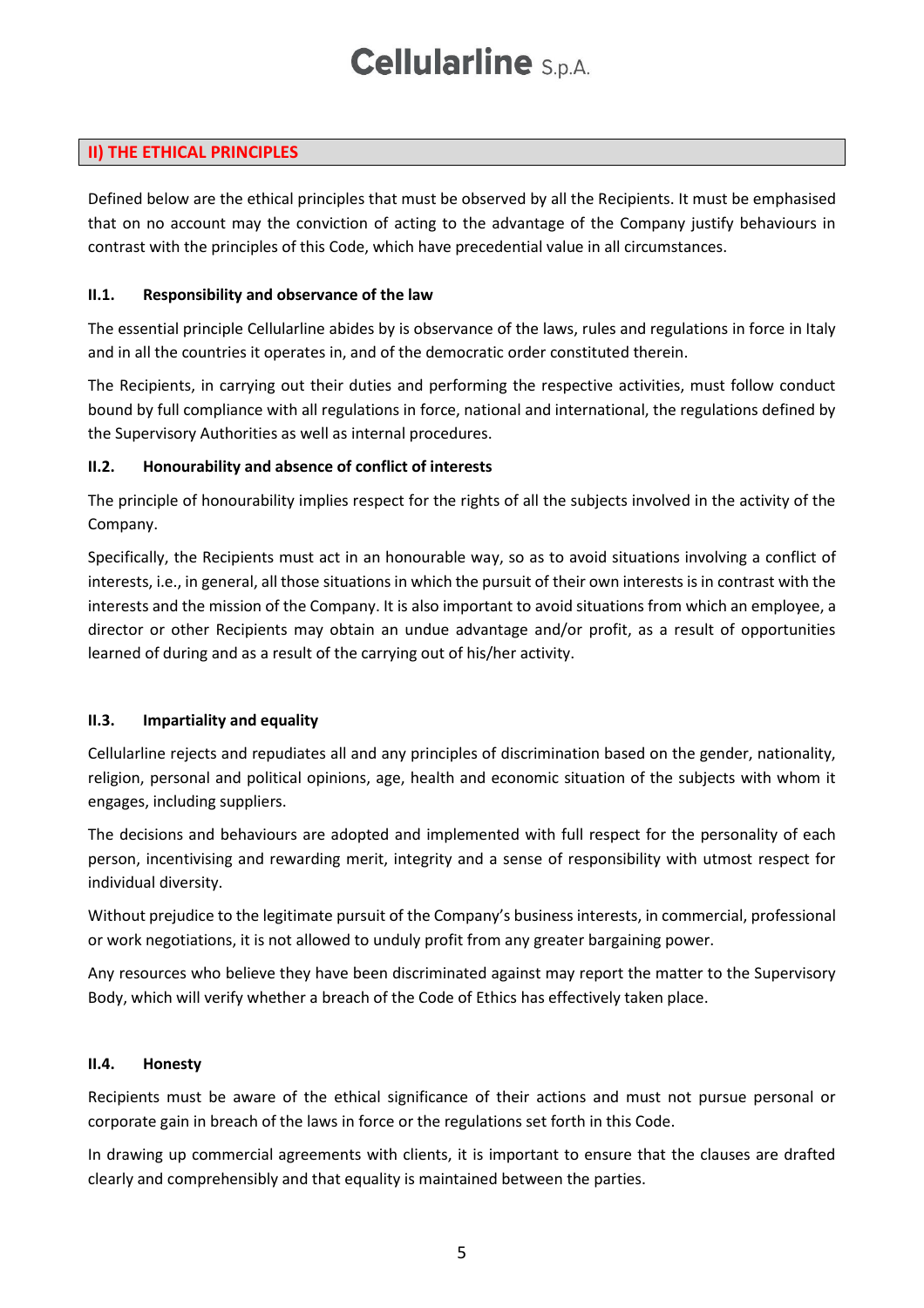## II) THE ETHICAL PRINCIPLES

Defined below are the ethical principles that must be observed by all the Recipients. It must be emphasised that on no account may the conviction of acting to the advantage of the Company justify behaviours in contrast with the principles of this Code, which have precedential value in all circumstances.

### II.1. Responsibility and observance of the law

The essential principle Cellularline abides by is observance of the laws, rules and regulations in force in Italy and in all the countries it operates in, and of the democratic order constituted therein.

The Recipients, in carrying out their duties and performing the respective activities, must follow conduct bound by full compliance with all regulations in force, national and international, the regulations defined by the Supervisory Authorities as well as internal procedures.

### II.2. Honourability and absence of conflict of interests

The principle of honourability implies respect for the rights of all the subjects involved in the activity of the Company.

Specifically, the Recipients must act in an honourable way, so as to avoid situations involving a conflict of interests, i.e., in general, all those situations in which the pursuit of their own interests is in contrast with the interests and the mission of the Company. It is also important to avoid situations from which an employee, a director or other Recipients may obtain an undue advantage and/or profit, as a result of opportunities learned of during and as a result of the carrying out of his/her activity.

### II.3. Impartiality and equality

Cellularline rejects and repudiates all and any principles of discrimination based on the gender, nationality, religion, personal and political opinions, age, health and economic situation of the subjects with whom it engages, including suppliers.

The decisions and behaviours are adopted and implemented with full respect for the personality of each person, incentivising and rewarding merit, integrity and a sense of responsibility with utmost respect for individual diversity.

Without prejudice to the legitimate pursuit of the Company's business interests, in commercial, professional or work negotiations, it is not allowed to unduly profit from any greater bargaining power.

Any resources who believe they have been discriminated against may report the matter to the Supervisory Body, which will verify whether a breach of the Code of Ethics has effectively taken place.

### II.4. Honesty

Recipients must be aware of the ethical significance of their actions and must not pursue personal or corporate gain in breach of the laws in force or the regulations set forth in this Code.

In drawing up commercial agreements with clients, it is important to ensure that the clauses are drafted clearly and comprehensibly and that equality is maintained between the parties.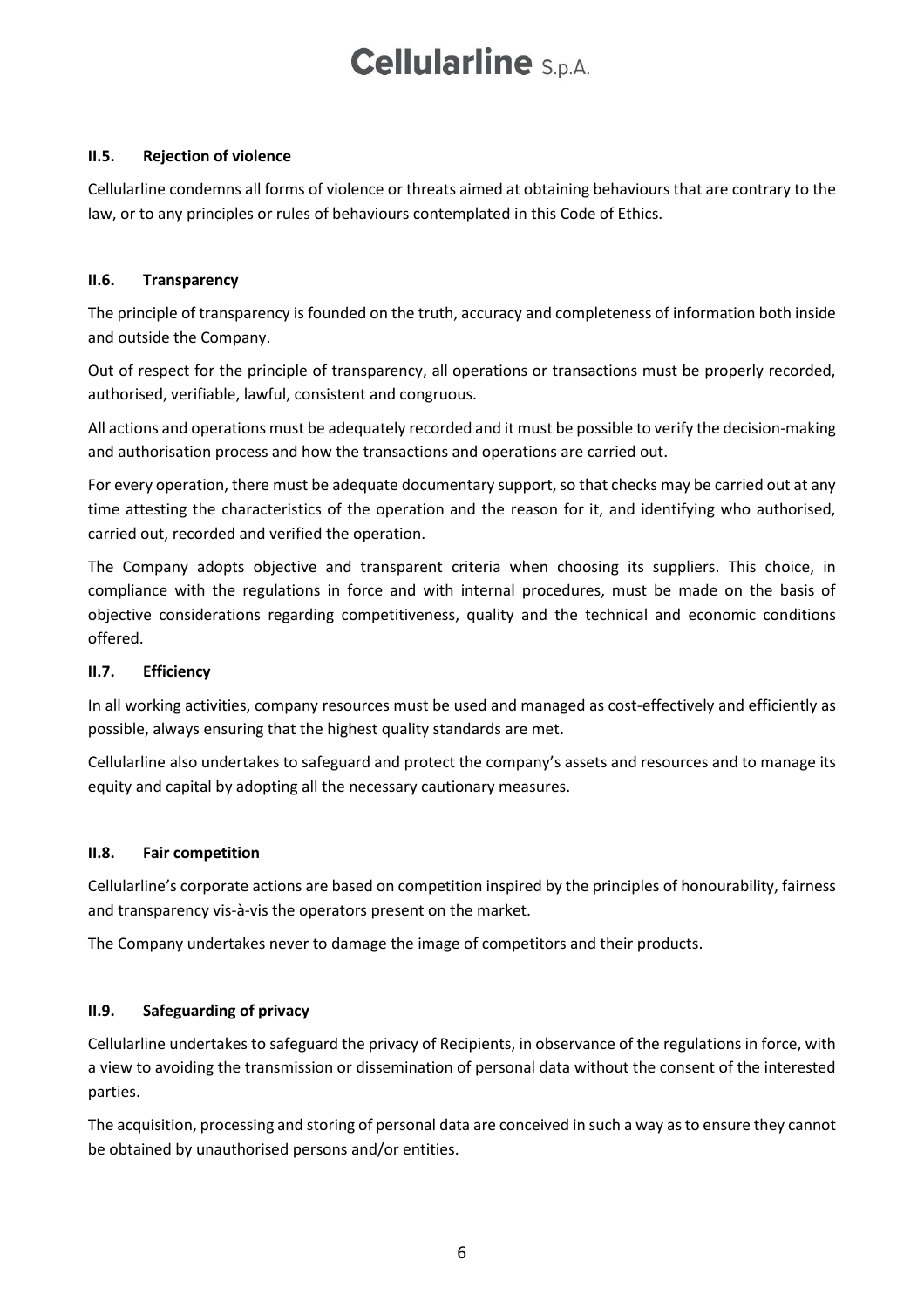### II.5. Rejection of violence

Cellularline condemns all forms of violence or threats aimed at obtaining behaviours that are contrary to the law, or to any principles or rules of behaviours contemplated in this Code of Ethics.

### II.6. Transparency

The principle of transparency is founded on the truth, accuracy and completeness of information both inside and outside the Company.

Out of respect for the principle of transparency, all operations or transactions must be properly recorded, authorised, verifiable, lawful, consistent and congruous.

All actions and operations must be adequately recorded and it must be possible to verify the decision-making and authorisation process and how the transactions and operations are carried out.

For every operation, there must be adequate documentary support, so that checks may be carried out at any time attesting the characteristics of the operation and the reason for it, and identifying who authorised, carried out, recorded and verified the operation.

The Company adopts objective and transparent criteria when choosing its suppliers. This choice, in compliance with the regulations in force and with internal procedures, must be made on the basis of objective considerations regarding competitiveness, quality and the technical and economic conditions offered.

### II.7. Efficiency

In all working activities, company resources must be used and managed as cost-effectively and efficiently as possible, always ensuring that the highest quality standards are met.

Cellularline also undertakes to safeguard and protect the company's assets and resources and to manage its equity and capital by adopting all the necessary cautionary measures.

### II.8. Fair competition

Cellularline's corporate actions are based on competition inspired by the principles of honourability, fairness and transparency vis-à-vis the operators present on the market.

The Company undertakes never to damage the image of competitors and their products.

### II.9. Safeguarding of privacy

Cellularline undertakes to safeguard the privacy of Recipients, in observance of the regulations in force, with a view to avoiding the transmission or dissemination of personal data without the consent of the interested parties.

The acquisition, processing and storing of personal data are conceived in such a way as to ensure they cannot be obtained by unauthorised persons and/or entities.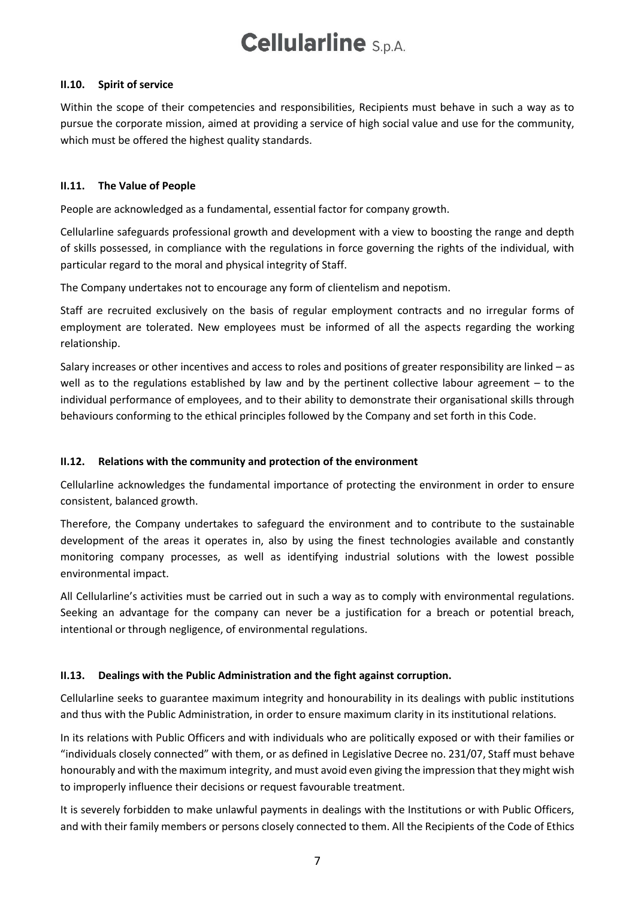### II.10. Spirit of service

Within the scope of their competencies and responsibilities, Recipients must behave in such a way as to pursue the corporate mission, aimed at providing a service of high social value and use for the community, which must be offered the highest quality standards.

### II.11. The Value of People

People are acknowledged as a fundamental, essential factor for company growth.

Cellularline safeguards professional growth and development with a view to boosting the range and depth of skills possessed, in compliance with the regulations in force governing the rights of the individual, with particular regard to the moral and physical integrity of Staff.

The Company undertakes not to encourage any form of clientelism and nepotism.

Staff are recruited exclusively on the basis of regular employment contracts and no irregular forms of employment are tolerated. New employees must be informed of all the aspects regarding the working relationship.

Salary increases or other incentives and access to roles and positions of greater responsibility are linked – as well as to the regulations established by law and by the pertinent collective labour agreement – to the individual performance of employees, and to their ability to demonstrate their organisational skills through behaviours conforming to the ethical principles followed by the Company and set forth in this Code.

### II.12. Relations with the community and protection of the environment

Cellularline acknowledges the fundamental importance of protecting the environment in order to ensure consistent, balanced growth.

Therefore, the Company undertakes to safeguard the environment and to contribute to the sustainable development of the areas it operates in, also by using the finest technologies available and constantly monitoring company processes, as well as identifying industrial solutions with the lowest possible environmental impact.

All Cellularline's activities must be carried out in such a way as to comply with environmental regulations. Seeking an advantage for the company can never be a justification for a breach or potential breach, intentional or through negligence, of environmental regulations.

### II.13. Dealings with the Public Administration and the fight against corruption.

Cellularline seeks to guarantee maximum integrity and honourability in its dealings with public institutions and thus with the Public Administration, in order to ensure maximum clarity in its institutional relations.

In its relations with Public Officers and with individuals who are politically exposed or with their families or "individuals closely connected" with them, or as defined in Legislative Decree no. 231/07, Staff must behave honourably and with the maximum integrity, and must avoid even giving the impression that they might wish to improperly influence their decisions or request favourable treatment.

It is severely forbidden to make unlawful payments in dealings with the Institutions or with Public Officers, and with their family members or persons closely connected to them. All the Recipients of the Code of Ethics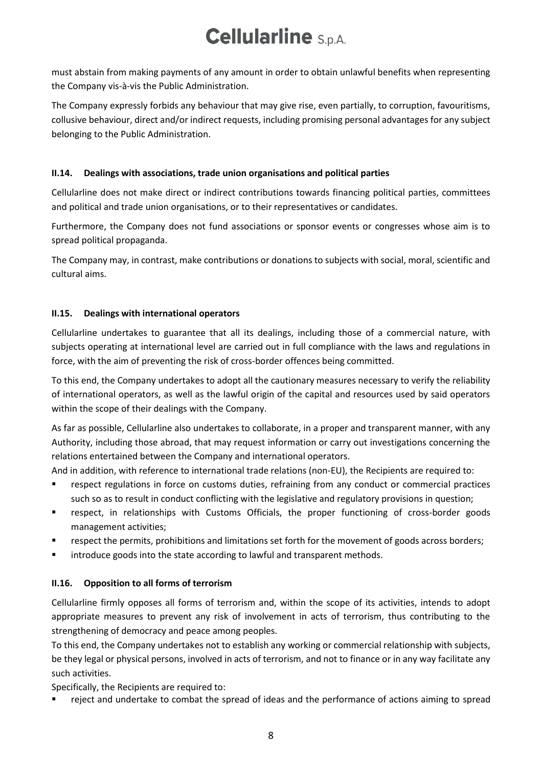must abstain from making payments of any amount in order to obtain unlawful benefits when representing the Company vis-à-vis the Public Administration.

The Company expressly forbids any behaviour that may give rise, even partially, to corruption, favouritisms, collusive behaviour, direct and/or indirect requests, including promising personal advantages for any subject belonging to the Public Administration.

### II.14. Dealings with associations, trade union organisations and political parties

Cellularline does not make direct or indirect contributions towards financing political parties, committees and political and trade union organisations, or to their representatives or candidates.

Furthermore, the Company does not fund associations or sponsor events or congresses whose aim is to spread political propaganda.

The Company may, in contrast, make contributions or donations to subjects with social, moral, scientific and cultural aims.

### II.15. Dealings with international operators

Cellularline undertakes to guarantee that all its dealings, including those of a commercial nature, with subjects operating at international level are carried out in full compliance with the laws and regulations in force, with the aim of preventing the risk of cross-border offences being committed.

To this end, the Company undertakes to adopt all the cautionary measures necessary to verify the reliability of international operators, as well as the lawful origin of the capital and resources used by said operators within the scope of their dealings with the Company.

As far as possible, Cellularline also undertakes to collaborate, in a proper and transparent manner, with any Authority, including those abroad, that may request information or carry out investigations concerning the relations entertained between the Company and international operators.

And in addition, with reference to international trade relations (non-EU), the Recipients are required to:

- respect regulations in force on customs duties, refraining from any conduct or commercial practices such so as to result in conduct conflicting with the legislative and regulatory provisions in question;
- respect, in relationships with Customs Officials, the proper functioning of cross-border goods management activities;
- respect the permits, prohibitions and limitations set forth for the movement of goods across borders;
- introduce goods into the state according to lawful and transparent methods.

### II.16. Opposition to all forms of terrorism

Cellularline firmly opposes all forms of terrorism and, within the scope of its activities, intends to adopt appropriate measures to prevent any risk of involvement in acts of terrorism, thus contributing to the strengthening of democracy and peace among peoples.

To this end, the Company undertakes not to establish any working or commercial relationship with subjects, be they legal or physical persons, involved in acts of terrorism, and not to finance or in any way facilitate any such activities.

Specifically, the Recipients are required to:

- reject and undertake to combat the spread of ideas and the performance of actions aiming to spread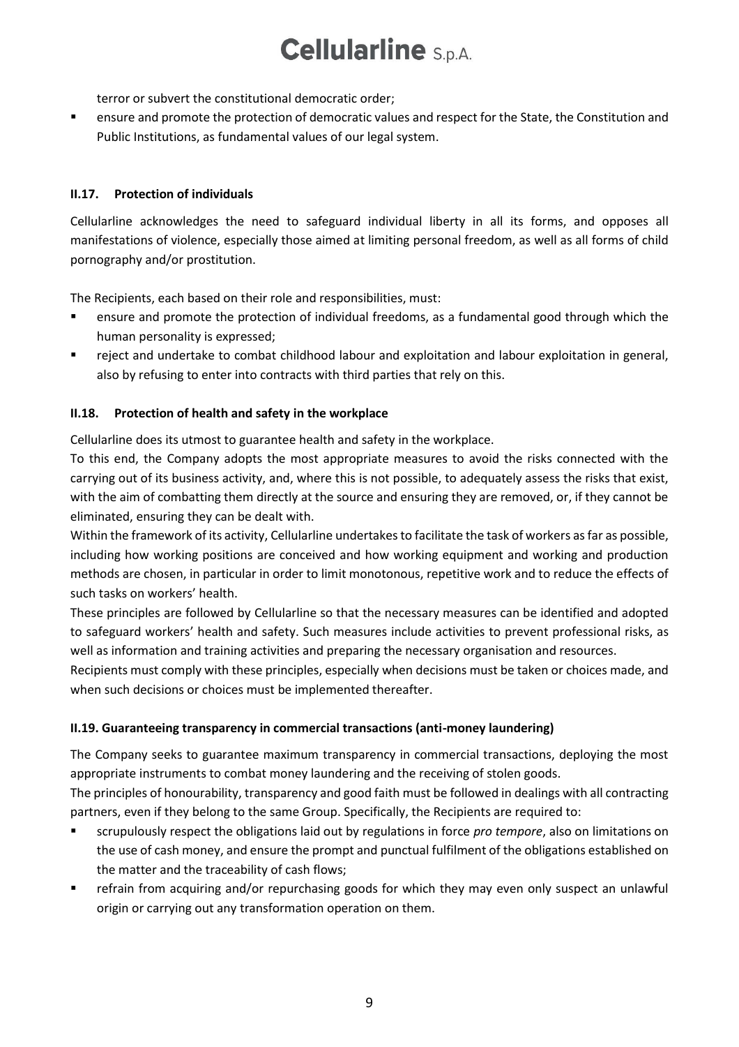terror or subvert the constitutional democratic order;

- ensure and promote the protection of democratic values and respect for the State, the Constitution and Public Institutions, as fundamental values of our legal system.

### II.17. Protection of individuals

Cellularline acknowledges the need to safeguard individual liberty in all its forms, and opposes all manifestations of violence, especially those aimed at limiting personal freedom, as well as all forms of child pornography and/or prostitution.

The Recipients, each based on their role and responsibilities, must:

- ensure and promote the protection of individual freedoms, as a fundamental good through which the human personality is expressed;
- reject and undertake to combat childhood labour and exploitation and labour exploitation in general, also by refusing to enter into contracts with third parties that rely on this.

### II.18. Protection of health and safety in the workplace

Cellularline does its utmost to guarantee health and safety in the workplace.

To this end, the Company adopts the most appropriate measures to avoid the risks connected with the carrying out of its business activity, and, where this is not possible, to adequately assess the risks that exist, with the aim of combatting them directly at the source and ensuring they are removed, or, if they cannot be eliminated, ensuring they can be dealt with.

Within the framework of its activity, Cellularline undertakes to facilitate the task of workers as far as possible, including how working positions are conceived and how working equipment and working and production methods are chosen, in particular in order to limit monotonous, repetitive work and to reduce the effects of such tasks on workers' health.

These principles are followed by Cellularline so that the necessary measures can be identified and adopted to safeguard workers' health and safety. Such measures include activities to prevent professional risks, as well as information and training activities and preparing the necessary organisation and resources.

Recipients must comply with these principles, especially when decisions must be taken or choices made, and when such decisions or choices must be implemented thereafter.

### II.19. Guaranteeing transparency in commercial transactions (anti-money laundering)

The Company seeks to guarantee maximum transparency in commercial transactions, deploying the most appropriate instruments to combat money laundering and the receiving of stolen goods.

The principles of honourability, transparency and good faith must be followed in dealings with all contracting partners, even if they belong to the same Group. Specifically, the Recipients are required to:

- scrupulously respect the obligations laid out by regulations in force *pro tempore*, also on limitations on the use of cash money, and ensure the prompt and punctual fulfilment of the obligations established on the matter and the traceability of cash flows;
- refrain from acquiring and/or repurchasing goods for which they may even only suspect an unlawful origin or carrying out any transformation operation on them.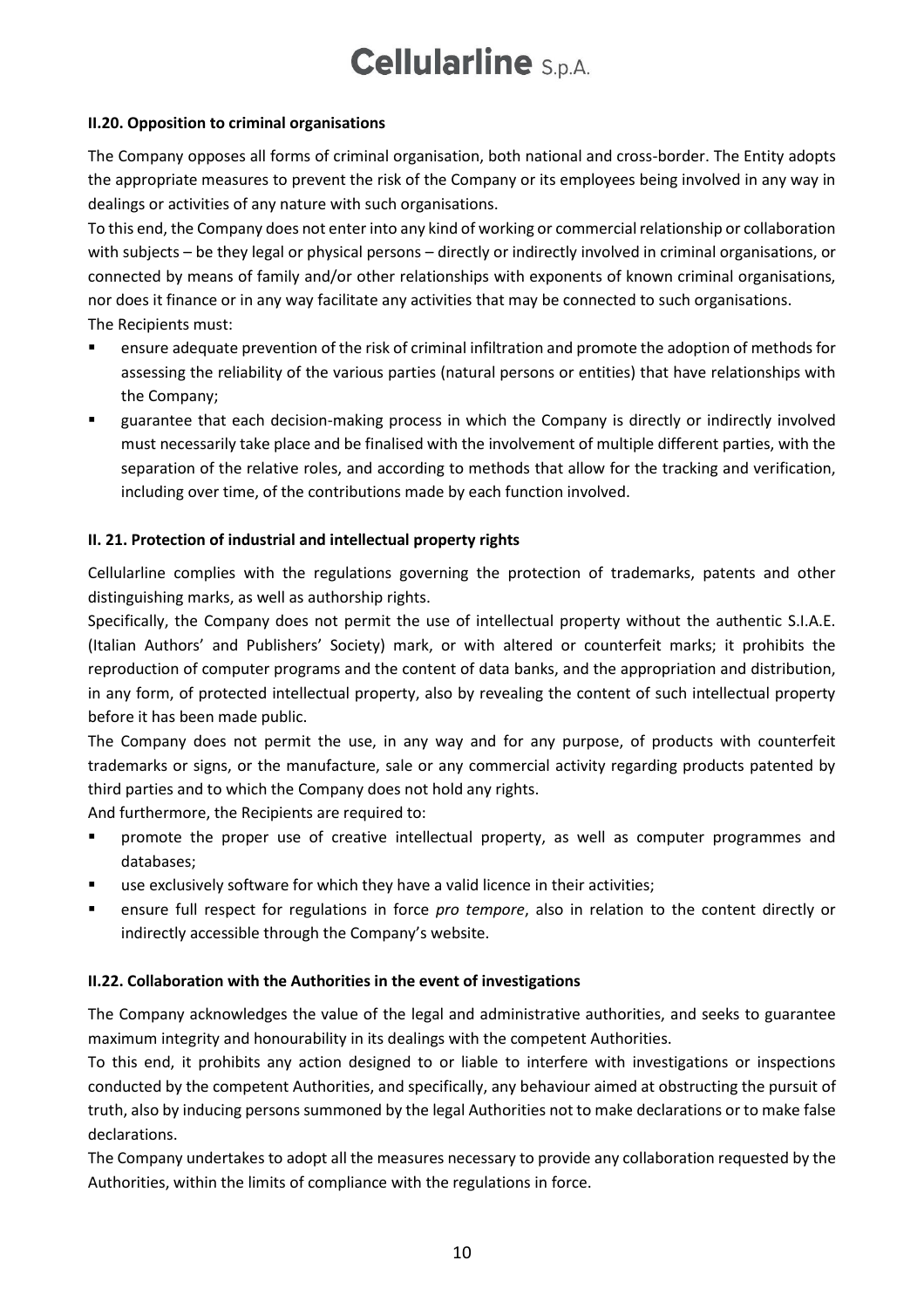### II.20. Opposition to criminal organisations

The Company opposes all forms of criminal organisation, both national and cross-border. The Entity adopts the appropriate measures to prevent the risk of the Company or its employees being involved in any way in dealings or activities of any nature with such organisations.

To this end, the Company does not enter into any kind of working or commercial relationship or collaboration with subjects – be they legal or physical persons – directly or indirectly involved in criminal organisations, or connected by means of family and/or other relationships with exponents of known criminal organisations, nor does it finance or in any way facilitate any activities that may be connected to such organisations.

The Recipients must:

- ensure adequate prevention of the risk of criminal infiltration and promote the adoption of methods for assessing the reliability of the various parties (natural persons or entities) that have relationships with the Company;
- guarantee that each decision-making process in which the Company is directly or indirectly involved must necessarily take place and be finalised with the involvement of multiple different parties, with the separation of the relative roles, and according to methods that allow for the tracking and verification, including over time, of the contributions made by each function involved.

### II. 21. Protection of industrial and intellectual property rights

Cellularline complies with the regulations governing the protection of trademarks, patents and other distinguishing marks, as well as authorship rights.

Specifically, the Company does not permit the use of intellectual property without the authentic S.I.A.E. (Italian Authors' and Publishers' Society) mark, or with altered or counterfeit marks; it prohibits the reproduction of computer programs and the content of data banks, and the appropriation and distribution, in any form, of protected intellectual property, also by revealing the content of such intellectual property before it has been made public.

The Company does not permit the use, in any way and for any purpose, of products with counterfeit trademarks or signs, or the manufacture, sale or any commercial activity regarding products patented by third parties and to which the Company does not hold any rights.

And furthermore, the Recipients are required to:

- promote the proper use of creative intellectual property, as well as computer programmes and databases;
- use exclusively software for which they have a valid licence in their activities;
- ensure full respect for regulations in force *pro tempore*, also in relation to the content directly or indirectly accessible through the Company's website.

### II.22. Collaboration with the Authorities in the event of investigations

The Company acknowledges the value of the legal and administrative authorities, and seeks to guarantee maximum integrity and honourability in its dealings with the competent Authorities.

To this end, it prohibits any action designed to or liable to interfere with investigations or inspections conducted by the competent Authorities, and specifically, any behaviour aimed at obstructing the pursuit of truth, also by inducing persons summoned by the legal Authorities not to make declarations or to make false declarations.

The Company undertakes to adopt all the measures necessary to provide any collaboration requested by the Authorities, within the limits of compliance with the regulations in force.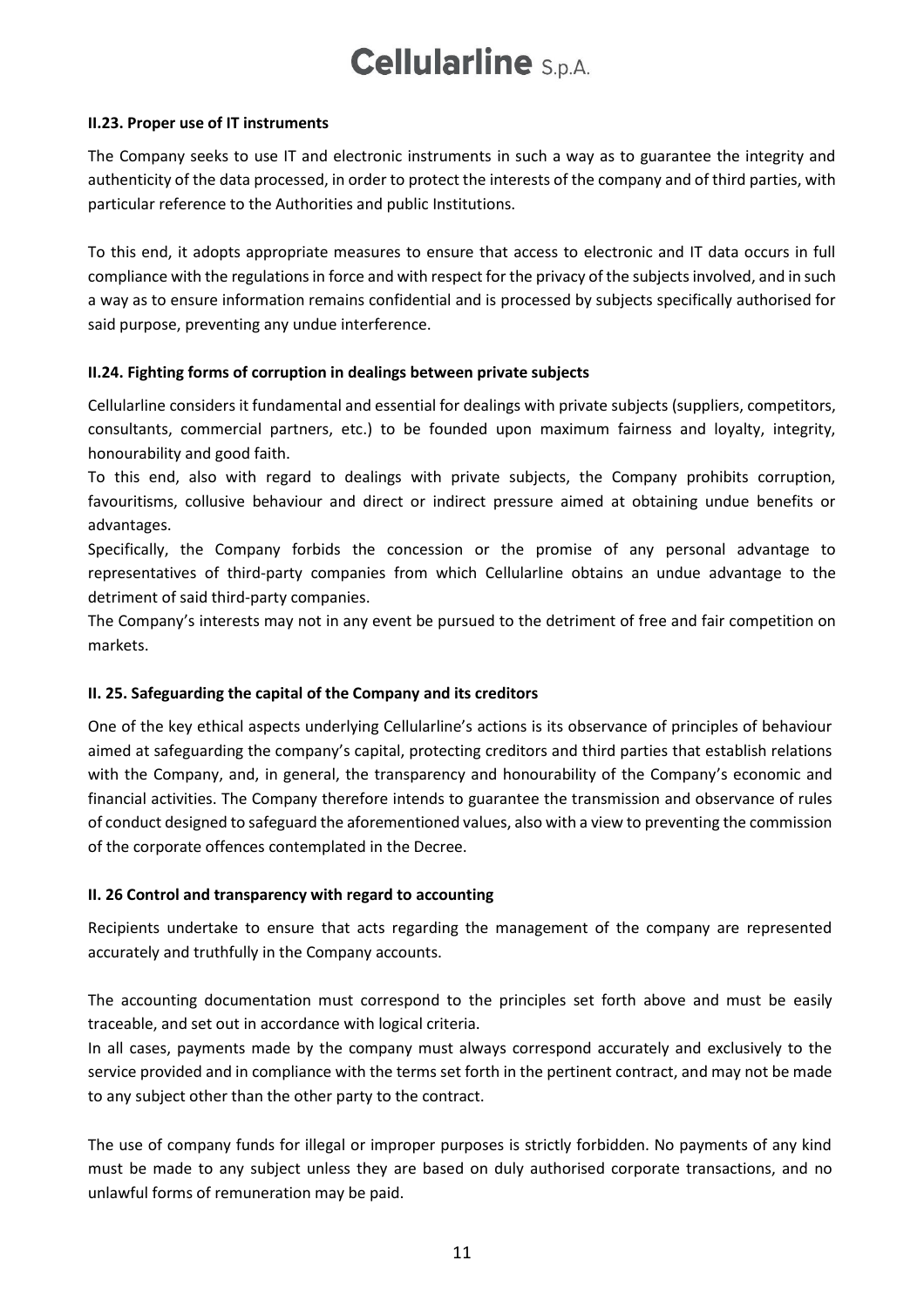#### II.23. Proper use of IT instruments

The Company seeks to use IT and electronic instruments in such a way as to guarantee the integrity and authenticity of the data processed, in order to protect the interests of the company and of third parties, with particular reference to the Authorities and public Institutions.

To this end, it adopts appropriate measures to ensure that access to electronic and IT data occurs in full compliance with the regulations in force and with respect for the privacy of the subjects involved, and in such a way as to ensure information remains confidential and is processed by subjects specifically authorised for said purpose, preventing any undue interference.

#### II.24. Fighting forms of corruption in dealings between private subjects

Cellularline considers it fundamental and essential for dealings with private subjects (suppliers, competitors, consultants, commercial partners, etc.) to be founded upon maximum fairness and loyalty, integrity, honourability and good faith.

To this end, also with regard to dealings with private subjects, the Company prohibits corruption, favouritisms, collusive behaviour and direct or indirect pressure aimed at obtaining undue benefits or advantages.

Specifically, the Company forbids the concession or the promise of any personal advantage to representatives of third-party companies from which Cellularline obtains an undue advantage to the detriment of said third-party companies.

The Company's interests may not in any event be pursued to the detriment of free and fair competition on markets.

#### II. 25. Safeguarding the capital of the Company and its creditors

One of the key ethical aspects underlying Cellularline's actions is its observance of principles of behaviour aimed at safeguarding the company's capital, protecting creditors and third parties that establish relations with the Company, and, in general, the transparency and honourability of the Company's economic and financial activities. The Company therefore intends to guarantee the transmission and observance of rules of conduct designed to safeguard the aforementioned values, also with a view to preventing the commission of the corporate offences contemplated in the Decree.

#### II. 26 Control and transparency with regard to accounting

Recipients undertake to ensure that acts regarding the management of the company are represented accurately and truthfully in the Company accounts.

The accounting documentation must correspond to the principles set forth above and must be easily traceable, and set out in accordance with logical criteria.

In all cases, payments made by the company must always correspond accurately and exclusively to the service provided and in compliance with the terms set forth in the pertinent contract, and may not be made to any subject other than the other party to the contract.

The use of company funds for illegal or improper purposes is strictly forbidden. No payments of any kind must be made to any subject unless they are based on duly authorised corporate transactions, and no unlawful forms of remuneration may be paid.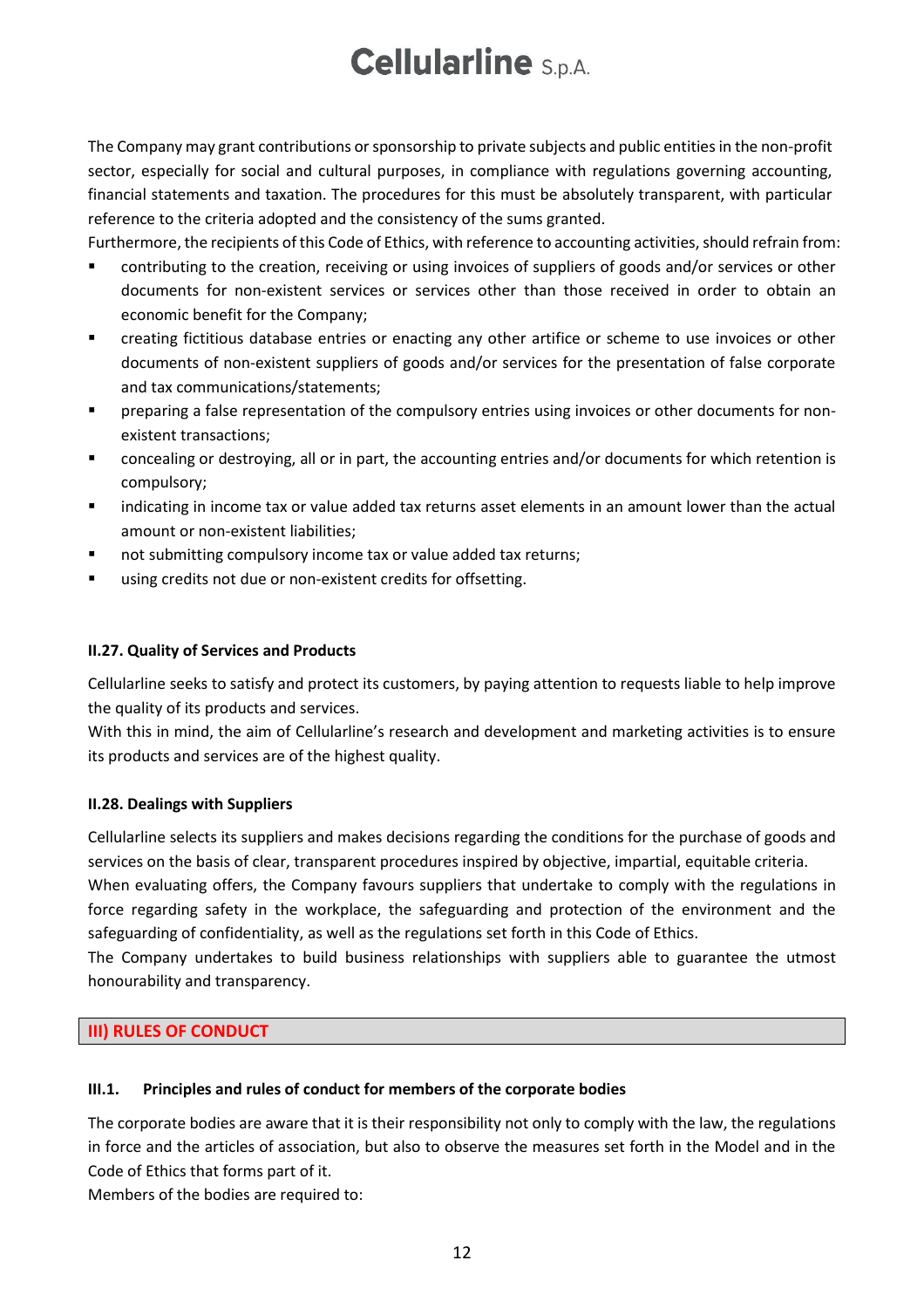The Company may grant contributions or sponsorship to private subjects and public entities in the non-profit sector, especially for social and cultural purposes, in compliance with regulations governing accounting, financial statements and taxation. The procedures for this must be absolutely transparent, with particular reference to the criteria adopted and the consistency of the sums granted.

Furthermore, the recipients of this Code of Ethics, with reference to accounting activities, should refrain from:

- contributing to the creation, receiving or using invoices of suppliers of goods and/or services or other documents for non-existent services or services other than those received in order to obtain an economic benefit for the Company;
- creating fictitious database entries or enacting any other artifice or scheme to use invoices or other documents of non-existent suppliers of goods and/or services for the presentation of false corporate and tax communications/statements;
- preparing a false representation of the compulsory entries using invoices or other documents for non-existent transactions;
- concealing or destroying, all or in part, the accounting entries and/or documents for which retention is compulsory;
- indicating in income tax or value added tax returns asset elements in an amount lower than the actual amount or non-existent liabilities;
- not submitting compulsory income tax or value added tax returns;
- using credits not due or non-existent credits for offsetting.

### II.27. Quality of Services and Products

Cellularline seeks to satisfy and protect its customers, by paying attention to requests liable to help improve the quality of its products and services.

With this in mind, the aim of Cellularline's research and development and marketing activities is to ensure its products and services are of the highest quality.

### II.28. Dealings with Suppliers

Cellularline selects its suppliers and makes decisions regarding the conditions for the purchase of goods and services on the basis of clear, transparent procedures inspired by objective, impartial, equitable criteria.

When evaluating offers, the Company favours suppliers that undertake to comply with the regulations in force regarding safety in the workplace, the safeguarding and protection of the environment and the safeguarding of confidentiality, as well as the regulations set forth in this Code of Ethics.

The Company undertakes to build business relationships with suppliers able to guarantee the utmost honourability and transparency.

## III) RULES OF CONDUCT

### III.1. Principles and rules of conduct for members of the corporate bodies

The corporate bodies are aware that it is their responsibility not only to comply with the law, the regulations in force and the articles of association, but also to observe the measures set forth in the Model and in the Code of Ethics that forms part of it.

Members of the bodies are required to: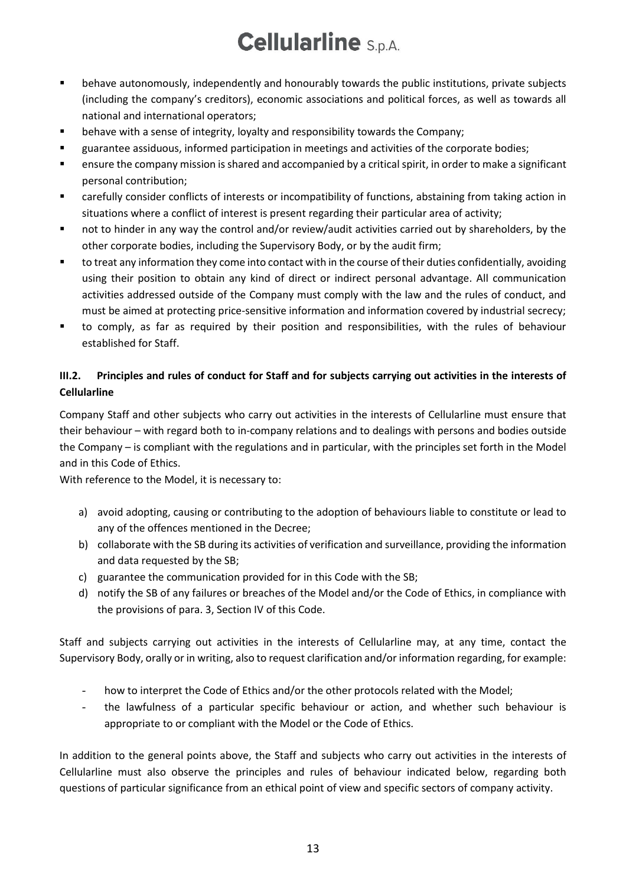- behave autonomously, independently and honourably towards the public institutions, private subjects (including the company's creditors), economic associations and political forces, as well as towards all national and international operators;
- behave with a sense of integrity, loyalty and responsibility towards the Company;
- guarantee assiduous, informed participation in meetings and activities of the corporate bodies;
- ensure the company mission is shared and accompanied by a critical spirit, in order to make a significant personal contribution;
- carefully consider conflicts of interests or incompatibility of functions, abstaining from taking action in situations where a conflict of interest is present regarding their particular area of activity;
- not to hinder in any way the control and/or review/audit activities carried out by shareholders, by the other corporate bodies, including the Supervisory Body, or by the audit firm;
- to treat any information they come into contact with in the course of their duties confidentially, avoiding using their position to obtain any kind of direct or indirect personal advantage. All communication activities addressed outside of the Company must comply with the law and the rules of conduct, and must be aimed at protecting price-sensitive information and information covered by industrial secrecy;
- to comply, as far as required by their position and responsibilities, with the rules of behaviour established for Staff.

### III.2. Principles and rules of conduct for Staff and for subjects carrying out activities in the interests of Cellularline

Company Staff and other subjects who carry out activities in the interests of Cellularline must ensure that their behaviour – with regard both to in-company relations and to dealings with persons and bodies outside the Company – is compliant with the regulations and in particular, with the principles set forth in the Model and in this Code of Ethics.

With reference to the Model, it is necessary to:

a) avoid adopting, causing or contributing to the adoption of behaviours liable to constitute or lead to any of the offences mentioned in the Decree;
b) collaborate with the SB during its activities of verification and surveillance, providing the information and data requested by the SB;
c) guarantee the communication provided for in this Code with the SB;
d) notify the SB of any failures or breaches of the Model and/or the Code of Ethics, in compliance with the provisions of para. 3, Section IV of this Code.

Staff and subjects carrying out activities in the interests of Cellularline may, at any time, contact the Supervisory Body, orally or in writing, also to request clarification and/or information regarding, for example:

- how to interpret the Code of Ethics and/or the other protocols related with the Model;
- the lawfulness of a particular specific behaviour or action, and whether such behaviour is appropriate to or compliant with the Model or the Code of Ethics.

In addition to the general points above, the Staff and subjects who carry out activities in the interests of Cellularline must also observe the principles and rules of behaviour indicated below, regarding both questions of particular significance from an ethical point of view and specific sectors of company activity.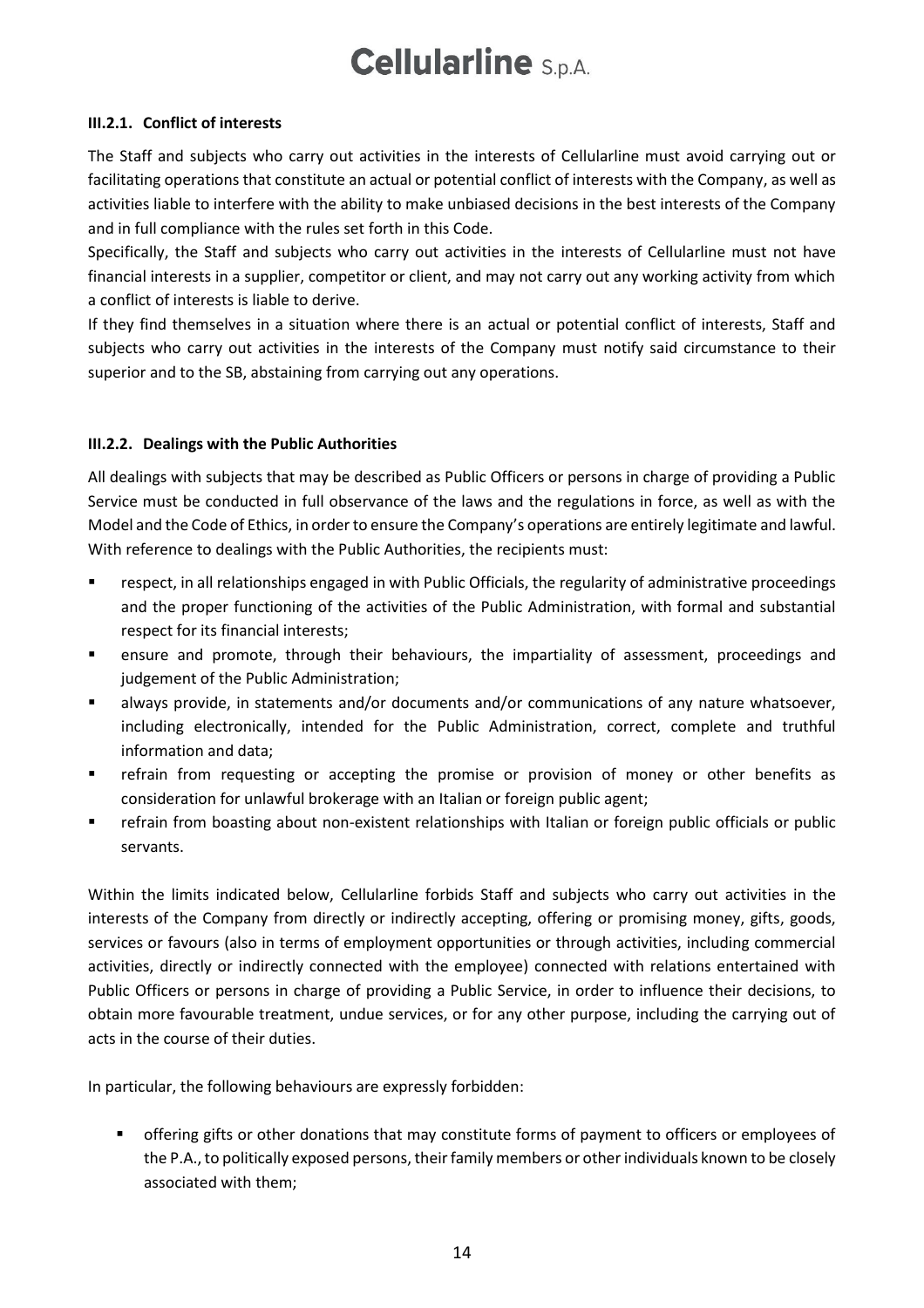#### III.2.1. Conflict of interests

The Staff and subjects who carry out activities in the interests of Cellularline must avoid carrying out or facilitating operations that constitute an actual or potential conflict of interests with the Company, as well as activities liable to interfere with the ability to make unbiased decisions in the best interests of the Company and in full compliance with the rules set forth in this Code.

Specifically, the Staff and subjects who carry out activities in the interests of Cellularline must not have financial interests in a supplier, competitor or client, and may not carry out any working activity from which a conflict of interests is liable to derive.

If they find themselves in a situation where there is an actual or potential conflict of interests, Staff and subjects who carry out activities in the interests of the Company must notify said circumstance to their superior and to the SB, abstaining from carrying out any operations.

#### III.2.2. Dealings with the Public Authorities

All dealings with subjects that may be described as Public Officers or persons in charge of providing a Public Service must be conducted in full observance of the laws and the regulations in force, as well as with the Model and the Code of Ethics, in order to ensure the Company's operations are entirely legitimate and lawful.

With reference to dealings with the Public Authorities, the recipients must:

- respect, in all relationships engaged in with Public Officials, the regularity of administrative proceedings and the proper functioning of the activities of the Public Administration, with formal and substantial respect for its financial interests;
- ensure and promote, through their behaviours, the impartiality of assessment, proceedings and judgement of the Public Administration;
- always provide, in statements and/or documents and/or communications of any nature whatsoever, including electronically, intended for the Public Administration, correct, complete and truthful information and data;
- refrain from requesting or accepting the promise or provision of money or other benefits as consideration for unlawful brokerage with an Italian or foreign public agent;
- refrain from boasting about non-existent relationships with Italian or foreign public officials or public servants.

Within the limits indicated below, Cellularline forbids Staff and subjects who carry out activities in the interests of the Company from directly or indirectly accepting, offering or promising money, gifts, goods, services or favours (also in terms of employment opportunities or through activities, including commercial activities, directly or indirectly connected with the employee) connected with relations entertained with Public Officers or persons in charge of providing a Public Service, in order to influence their decisions, to obtain more favourable treatment, undue services, or for any other purpose, including the carrying out of acts in the course of their duties.

In particular, the following behaviours are expressly forbidden:

- offering gifts or other donations that may constitute forms of payment to officers or employees of the P.A., to politically exposed persons, their family members or other individuals known to be closely associated with them;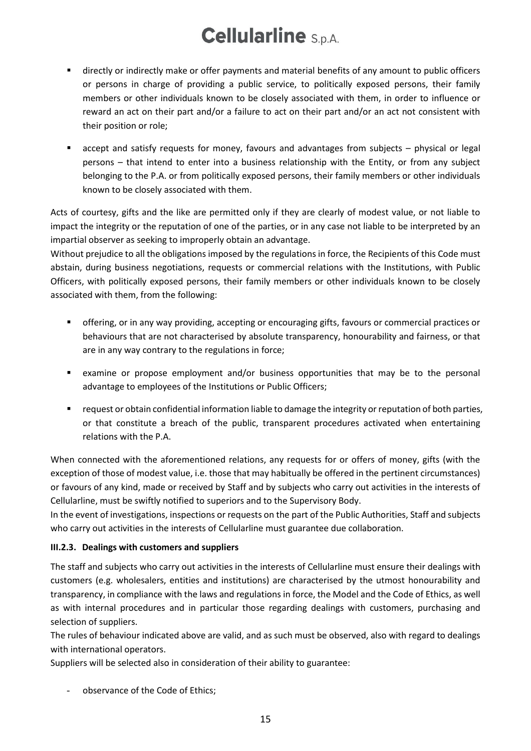- directly or indirectly make or offer payments and material benefits of any amount to public officers or persons in charge of providing a public service, to politically exposed persons, their family members or other individuals known to be closely associated with them, in order to influence or reward an act on their part and/or a failure to act on their part and/or an act not consistent with their position or role;
- accept and satisfy requests for money, favours and advantages from subjects – physical or legal persons – that intend to enter into a business relationship with the Entity, or from any subject belonging to the P.A. or from politically exposed persons, their family members or other individuals known to be closely associated with them.

Acts of courtesy, gifts and the like are permitted only if they are clearly of modest value, or not liable to impact the integrity or the reputation of one of the parties, or in any case not liable to be interpreted by an impartial observer as seeking to improperly obtain an advantage.

Without prejudice to all the obligations imposed by the regulations in force, the Recipients of this Code must abstain, during business negotiations, requests or commercial relations with the Institutions, with Public Officers, with politically exposed persons, their family members or other individuals known to be closely associated with them, from the following:

- offering, or in any way providing, accepting or encouraging gifts, favours or commercial practices or behaviours that are not characterised by absolute transparency, honourability and fairness, or that are in any way contrary to the regulations in force;
- examine or propose employment and/or business opportunities that may be to the personal advantage to employees of the Institutions or Public Officers;
- request or obtain confidential information liable to damage the integrity or reputation of both parties, or that constitute a breach of the public, transparent procedures activated when entertaining relations with the P.A.

When connected with the aforementioned relations, any requests for or offers of money, gifts (with the exception of those of modest value, i.e. those that may habitually be offered in the pertinent circumstances) or favours of any kind, made or received by Staff and by subjects who carry out activities in the interests of Cellularline, must be swiftly notified to superiors and to the Supervisory Body.

In the event of investigations, inspections or requests on the part of the Public Authorities, Staff and subjects who carry out activities in the interests of Cellularline must guarantee due collaboration.

### III.2.3. Dealings with customers and suppliers

The staff and subjects who carry out activities in the interests of Cellularline must ensure their dealings with customers (e.g. wholesalers, entities and institutions) are characterised by the utmost honourability and transparency, in compliance with the laws and regulations in force, the Model and the Code of Ethics, as well as with internal procedures and in particular those regarding dealings with customers, purchasing and selection of suppliers.

The rules of behaviour indicated above are valid, and as such must be observed, also with regard to dealings with international operators.

Suppliers will be selected also in consideration of their ability to guarantee:

- observance of the Code of Ethics;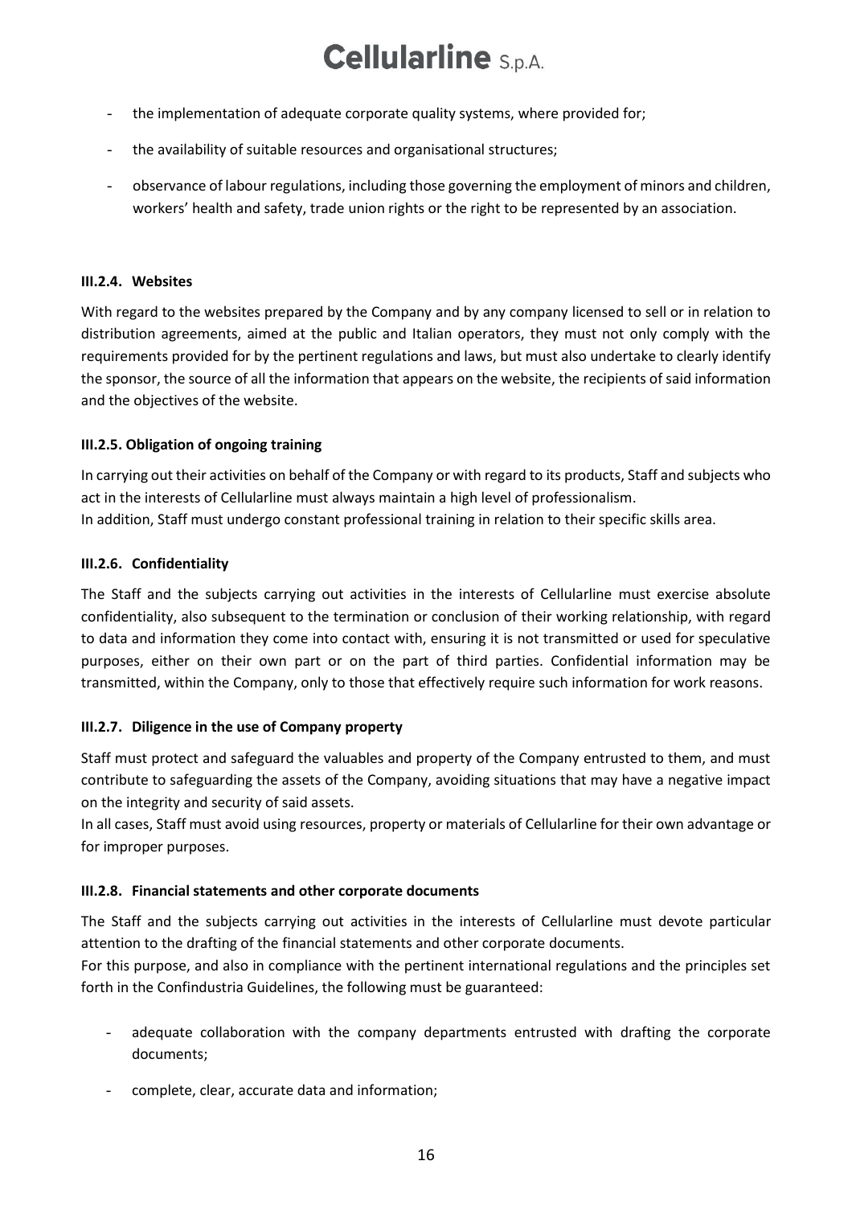- the implementation of adequate corporate quality systems, where provided for;
- the availability of suitable resources and organisational structures;
- observance of labour regulations, including those governing the employment of minors and children, workers' health and safety, trade union rights or the right to be represented by an association.

#### III.2.4. Websites

With regard to the websites prepared by the Company and by any company licensed to sell or in relation to distribution agreements, aimed at the public and Italian operators, they must not only comply with the requirements provided for by the pertinent regulations and laws, but must also undertake to clearly identify the sponsor, the source of all the information that appears on the website, the recipients of said information and the objectives of the website.

#### III.2.5. Obligation of ongoing training

In carrying out their activities on behalf of the Company or with regard to its products, Staff and subjects who act in the interests of Cellularline must always maintain a high level of professionalism.
In addition, Staff must undergo constant professional training in relation to their specific skills area.

#### III.2.6. Confidentiality

The Staff and the subjects carrying out activities in the interests of Cellularline must exercise absolute confidentiality, also subsequent to the termination or conclusion of their working relationship, with regard to data and information they come into contact with, ensuring it is not transmitted or used for speculative purposes, either on their own part or on the part of third parties. Confidential information may be transmitted, within the Company, only to those that effectively require such information for work reasons.

#### III.2.7. Diligence in the use of Company property

Staff must protect and safeguard the valuables and property of the Company entrusted to them, and must contribute to safeguarding the assets of the Company, avoiding situations that may have a negative impact on the integrity and security of said assets.
In all cases, Staff must avoid using resources, property or materials of Cellularline for their own advantage or for improper purposes.

#### III.2.8. Financial statements and other corporate documents

The Staff and the subjects carrying out activities in the interests of Cellularline must devote particular attention to the drafting of the financial statements and other corporate documents.
For this purpose, and also in compliance with the pertinent international regulations and the principles set forth in the Confindustria Guidelines, the following must be guaranteed:

- adequate collaboration with the company departments entrusted with drafting the corporate documents;
- complete, clear, accurate data and information;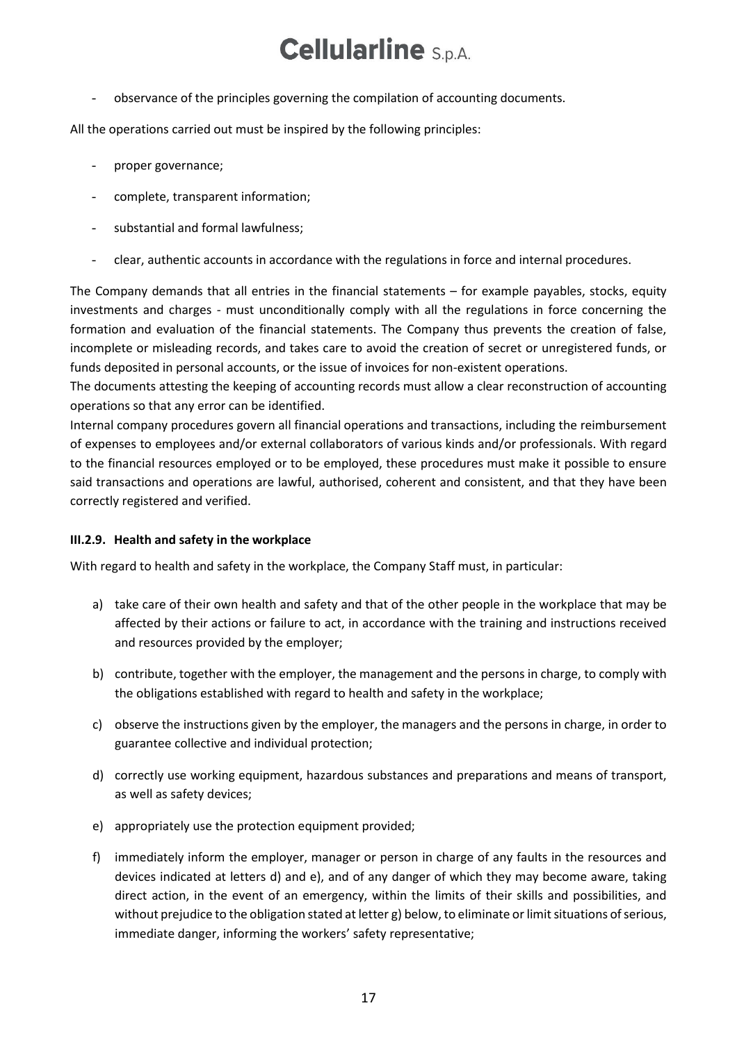- observance of the principles governing the compilation of accounting documents.

All the operations carried out must be inspired by the following principles:

- proper governance;
- complete, transparent information;
- substantial and formal lawfulness;
- clear, authentic accounts in accordance with the regulations in force and internal procedures.

The Company demands that all entries in the financial statements – for example payables, stocks, equity investments and charges - must unconditionally comply with all the regulations in force concerning the formation and evaluation of the financial statements. The Company thus prevents the creation of false, incomplete or misleading records, and takes care to avoid the creation of secret or unregistered funds, or funds deposited in personal accounts, or the issue of invoices for non-existent operations.

The documents attesting the keeping of accounting records must allow a clear reconstruction of accounting operations so that any error can be identified.

Internal company procedures govern all financial operations and transactions, including the reimbursement of expenses to employees and/or external collaborators of various kinds and/or professionals. With regard to the financial resources employed or to be employed, these procedures must make it possible to ensure said transactions and operations are lawful, authorised, coherent and consistent, and that they have been correctly registered and verified.

### III.2.9. Health and safety in the workplace

With regard to health and safety in the workplace, the Company Staff must, in particular:

a) take care of their own health and safety and that of the other people in the workplace that may be affected by their actions or failure to act, in accordance with the training and instructions received and resources provided by the employer;

b) contribute, together with the employer, the management and the persons in charge, to comply with the obligations established with regard to health and safety in the workplace;

c) observe the instructions given by the employer, the managers and the persons in charge, in order to guarantee collective and individual protection;

d) correctly use working equipment, hazardous substances and preparations and means of transport, as well as safety devices;

e) appropriately use the protection equipment provided;

f) immediately inform the employer, manager or person in charge of any faults in the resources and devices indicated at letters d) and e), and of any danger of which they may become aware, taking direct action, in the event of an emergency, within the limits of their skills and possibilities, and without prejudice to the obligation stated at letter g) below, to eliminate or limit situations of serious, immediate danger, informing the workers' safety representative;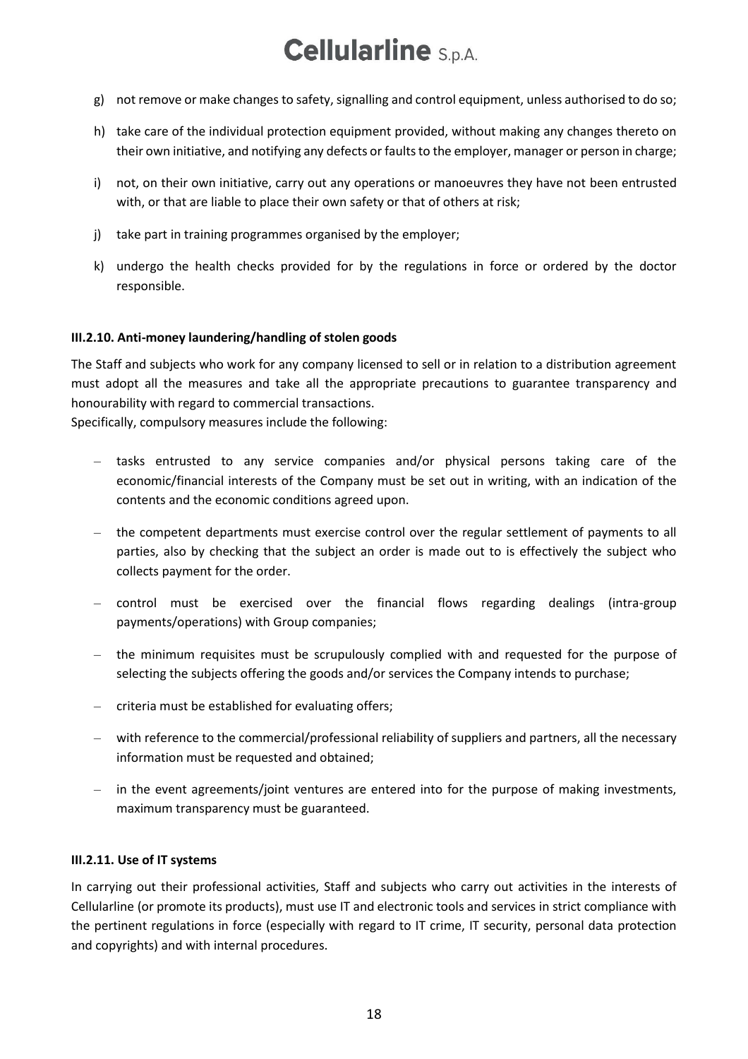g) not remove or make changes to safety, signalling and control equipment, unless authorised to do so;

h) take care of the individual protection equipment provided, without making any changes thereto on their own initiative, and notifying any defects or faults to the employer, manager or person in charge;

i) not, on their own initiative, carry out any operations or manoeuvres they have not been entrusted with, or that are liable to place their own safety or that of others at risk;

j) take part in training programmes organised by the employer;

k) undergo the health checks provided for by the regulations in force or ordered by the doctor responsible.

#### III.2.10. Anti-money laundering/handling of stolen goods

The Staff and subjects who work for any company licensed to sell or in relation to a distribution agreement must adopt all the measures and take all the appropriate precautions to guarantee transparency and honourability with regard to commercial transactions.
Specifically, compulsory measures include the following:

- tasks entrusted to any service companies and/or physical persons taking care of the economic/financial interests of the Company must be set out in writing, with an indication of the contents and the economic conditions agreed upon.
- the competent departments must exercise control over the regular settlement of payments to all parties, also by checking that the subject an order is made out to is effectively the subject who collects payment for the order.
- control must be exercised over the financial flows regarding dealings (intra-group payments/operations) with Group companies;
- the minimum requisites must be scrupulously complied with and requested for the purpose of selecting the subjects offering the goods and/or services the Company intends to purchase;
- criteria must be established for evaluating offers;
- with reference to the commercial/professional reliability of suppliers and partners, all the necessary information must be requested and obtained;
- in the event agreements/joint ventures are entered into for the purpose of making investments, maximum transparency must be guaranteed.

#### III.2.11. Use of IT systems

In carrying out their professional activities, Staff and subjects who carry out activities in the interests of Cellularline (or promote its products), must use IT and electronic tools and services in strict compliance with the pertinent regulations in force (especially with regard to IT crime, IT security, personal data protection and copyrights) and with internal procedures.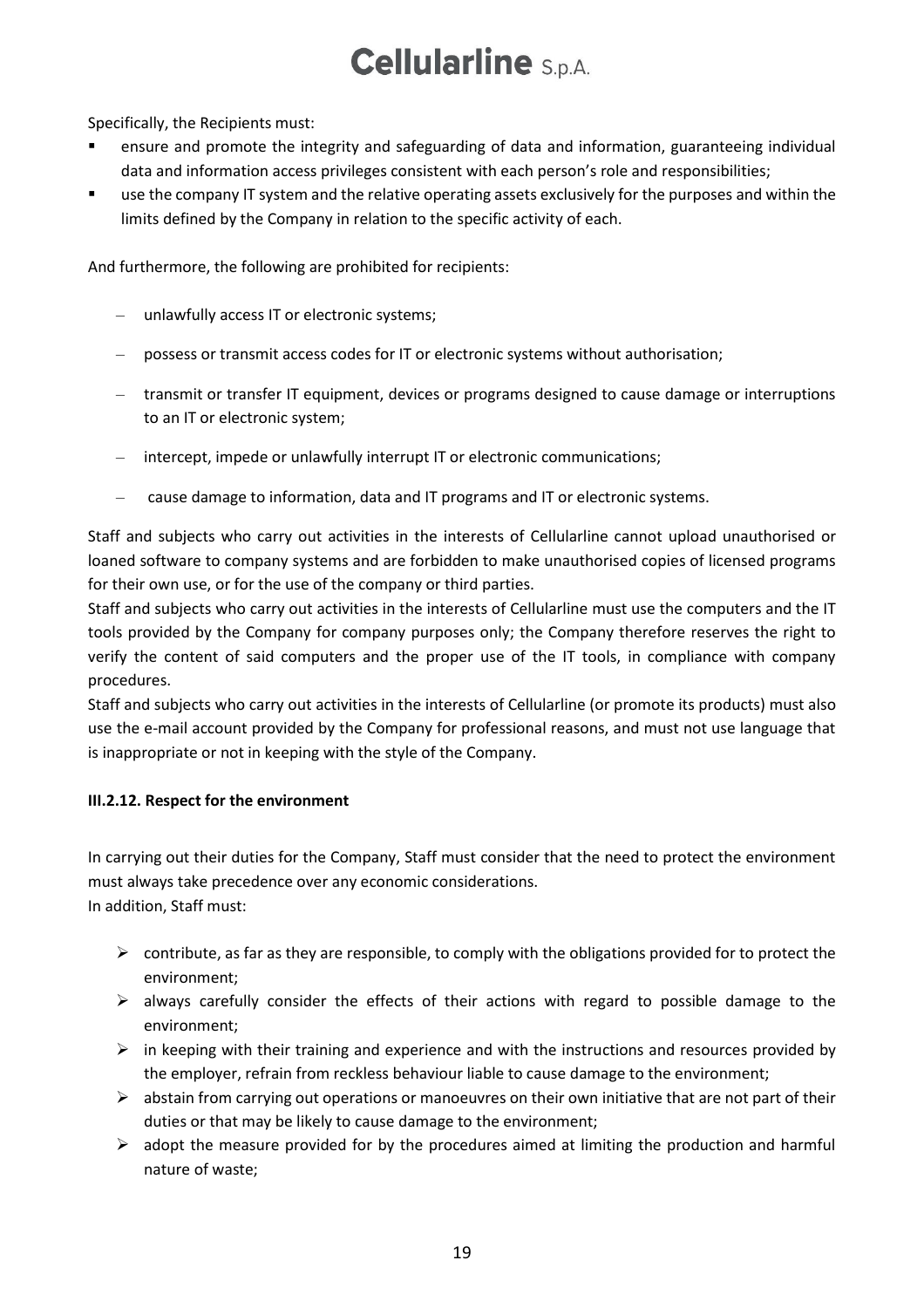Specifically, the Recipients must:

- ensure and promote the integrity and safeguarding of data and information, guaranteeing individual data and information access privileges consistent with each person's role and responsibilities;
- use the company IT system and the relative operating assets exclusively for the purposes and within the limits defined by the Company in relation to the specific activity of each.

And furthermore, the following are prohibited for recipients:

- unlawfully access IT or electronic systems;
- possess or transmit access codes for IT or electronic systems without authorisation;
- transmit or transfer IT equipment, devices or programs designed to cause damage or interruptions to an IT or electronic system;
- intercept, impede or unlawfully interrupt IT or electronic communications;
- cause damage to information, data and IT programs and IT or electronic systems.

Staff and subjects who carry out activities in the interests of Cellularline cannot upload unauthorised or loaned software to company systems and are forbidden to make unauthorised copies of licensed programs for their own use, or for the use of the company or third parties.
Staff and subjects who carry out activities in the interests of Cellularline must use the computers and the IT tools provided by the Company for company purposes only; the Company therefore reserves the right to verify the content of said computers and the proper use of the IT tools, in compliance with company procedures.
Staff and subjects who carry out activities in the interests of Cellularline (or promote its products) must also use the e-mail account provided by the Company for professional reasons, and must not use language that is inappropriate or not in keeping with the style of the Company.

**III.2.12. Respect for the environment**

In carrying out their duties for the Company, Staff must consider that the need to protect the environment must always take precedence over any economic considerations.
In addition, Staff must:

- contribute, as far as they are responsible, to comply with the obligations provided for to protect the environment;
- always carefully consider the effects of their actions with regard to possible damage to the environment;
- in keeping with their training and experience and with the instructions and resources provided by the employer, refrain from reckless behaviour liable to cause damage to the environment;
- abstain from carrying out operations or manoeuvres on their own initiative that are not part of their duties or that may be likely to cause damage to the environment;
- adopt the measure provided for by the procedures aimed at limiting the production and harmful nature of waste;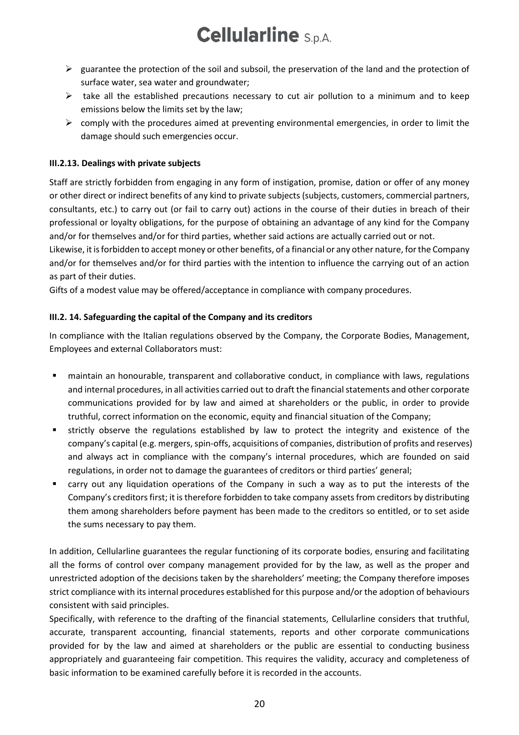- guarantee the protection of the soil and subsoil, the preservation of the land and the protection of surface water, sea water and groundwater;
- take all the established precautions necessary to cut air pollution to a minimum and to keep emissions below the limits set by the law;
- comply with the procedures aimed at preventing environmental emergencies, in order to limit the damage should such emergencies occur.

#### III.2.13. Dealings with private subjects

Staff are strictly forbidden from engaging in any form of instigation, promise, dation or offer of any money or other direct or indirect benefits of any kind to private subjects (subjects, customers, commercial partners, consultants, etc.) to carry out (or fail to carry out) actions in the course of their duties in breach of their professional or loyalty obligations, for the purpose of obtaining an advantage of any kind for the Company and/or for themselves and/or for third parties, whether said actions are actually carried out or not.
Likewise, it is forbidden to accept money or other benefits, of a financial or any other nature, for the Company and/or for themselves and/or for third parties with the intention to influence the carrying out of an action as part of their duties.
Gifts of a modest value may be offered/acceptance in compliance with company procedures.

#### III.2. 14. Safeguarding the capital of the Company and its creditors

In compliance with the Italian regulations observed by the Company, the Corporate Bodies, Management, Employees and external Collaborators must:

- maintain an honourable, transparent and collaborative conduct, in compliance with laws, regulations and internal procedures, in all activities carried out to draft the financial statements and other corporate communications provided for by law and aimed at shareholders or the public, in order to provide truthful, correct information on the economic, equity and financial situation of the Company;
- strictly observe the regulations established by law to protect the integrity and existence of the company's capital (e.g. mergers, spin-offs, acquisitions of companies, distribution of profits and reserves) and always act in compliance with the company's internal procedures, which are founded on said regulations, in order not to damage the guarantees of creditors or third parties' general;
- carry out any liquidation operations of the Company in such a way as to put the interests of the Company's creditors first; it is therefore forbidden to take company assets from creditors by distributing them among shareholders before payment has been made to the creditors so entitled, or to set aside the sums necessary to pay them.

In addition, Cellularline guarantees the regular functioning of its corporate bodies, ensuring and facilitating all the forms of control over company management provided for by the law, as well as the proper and unrestricted adoption of the decisions taken by the shareholders' meeting; the Company therefore imposes strict compliance with its internal procedures established for this purpose and/or the adoption of behaviours consistent with said principles.
Specifically, with reference to the drafting of the financial statements, Cellularline considers that truthful, accurate, transparent accounting, financial statements, reports and other corporate communications provided for by the law and aimed at shareholders or the public are essential to conducting business appropriately and guaranteeing fair competition. This requires the validity, accuracy and completeness of basic information to be examined carefully before it is recorded in the accounts.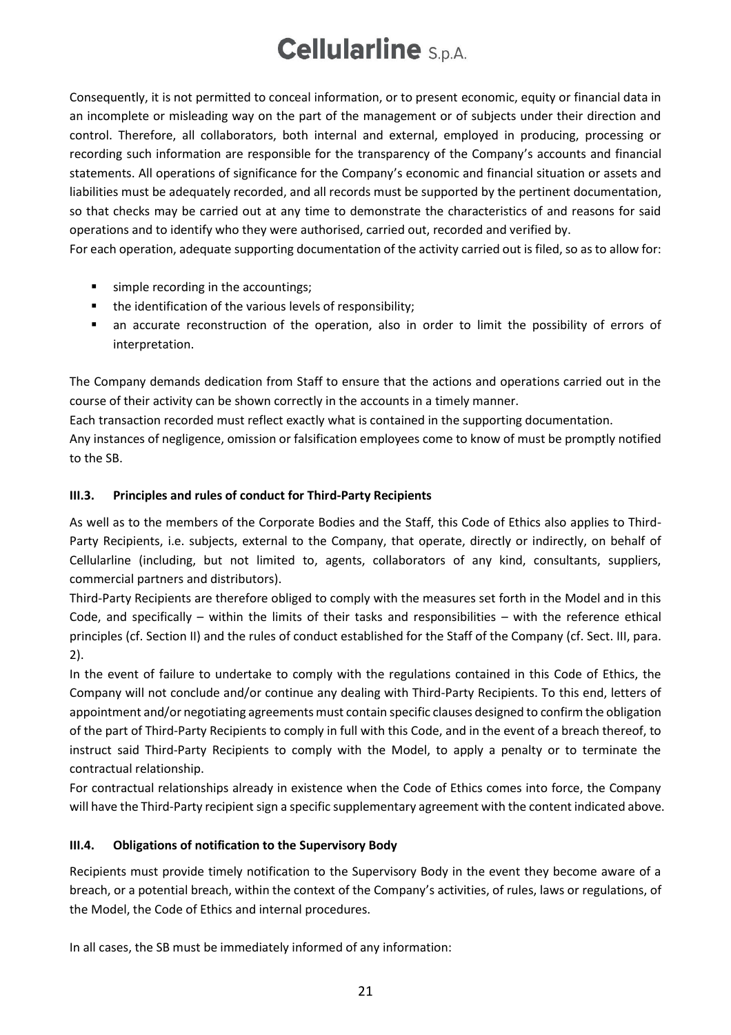Consequently, it is not permitted to conceal information, or to present economic, equity or financial data in an incomplete or misleading way on the part of the management or of subjects under their direction and control. Therefore, all collaborators, both internal and external, employed in producing, processing or recording such information are responsible for the transparency of the Company's accounts and financial statements. All operations of significance for the Company's economic and financial situation or assets and liabilities must be adequately recorded, and all records must be supported by the pertinent documentation, so that checks may be carried out at any time to demonstrate the characteristics of and reasons for said operations and to identify who they were authorised, carried out, recorded and verified by.

For each operation, adequate supporting documentation of the activity carried out is filed, so as to allow for:

- simple recording in the accountings;
- the identification of the various levels of responsibility;
- an accurate reconstruction of the operation, also in order to limit the possibility of errors of interpretation.

The Company demands dedication from Staff to ensure that the actions and operations carried out in the course of their activity can be shown correctly in the accounts in a timely manner.

Each transaction recorded must reflect exactly what is contained in the supporting documentation.

Any instances of negligence, omission or falsification employees come to know of must be promptly notified to the SB.

### III.3. Principles and rules of conduct for Third-Party Recipients

As well as to the members of the Corporate Bodies and the Staff, this Code of Ethics also applies to Third-Party Recipients, i.e. subjects, external to the Company, that operate, directly or indirectly, on behalf of Cellularline (including, but not limited to, agents, collaborators of any kind, consultants, suppliers, commercial partners and distributors).

Third-Party Recipients are therefore obliged to comply with the measures set forth in the Model and in this Code, and specifically – within the limits of their tasks and responsibilities – with the reference ethical principles (cf. Section II) and the rules of conduct established for the Staff of the Company (cf. Sect. III, para. 2).

In the event of failure to undertake to comply with the regulations contained in this Code of Ethics, the Company will not conclude and/or continue any dealing with Third-Party Recipients. To this end, letters of appointment and/or negotiating agreements must contain specific clauses designed to confirm the obligation of the part of Third-Party Recipients to comply in full with this Code, and in the event of a breach thereof, to instruct said Third-Party Recipients to comply with the Model, to apply a penalty or to terminate the contractual relationship.

For contractual relationships already in existence when the Code of Ethics comes into force, the Company will have the Third-Party recipient sign a specific supplementary agreement with the content indicated above.

### III.4. Obligations of notification to the Supervisory Body

Recipients must provide timely notification to the Supervisory Body in the event they become aware of a breach, or a potential breach, within the context of the Company's activities, of rules, laws or regulations, of the Model, the Code of Ethics and internal procedures.

In all cases, the SB must be immediately informed of any information: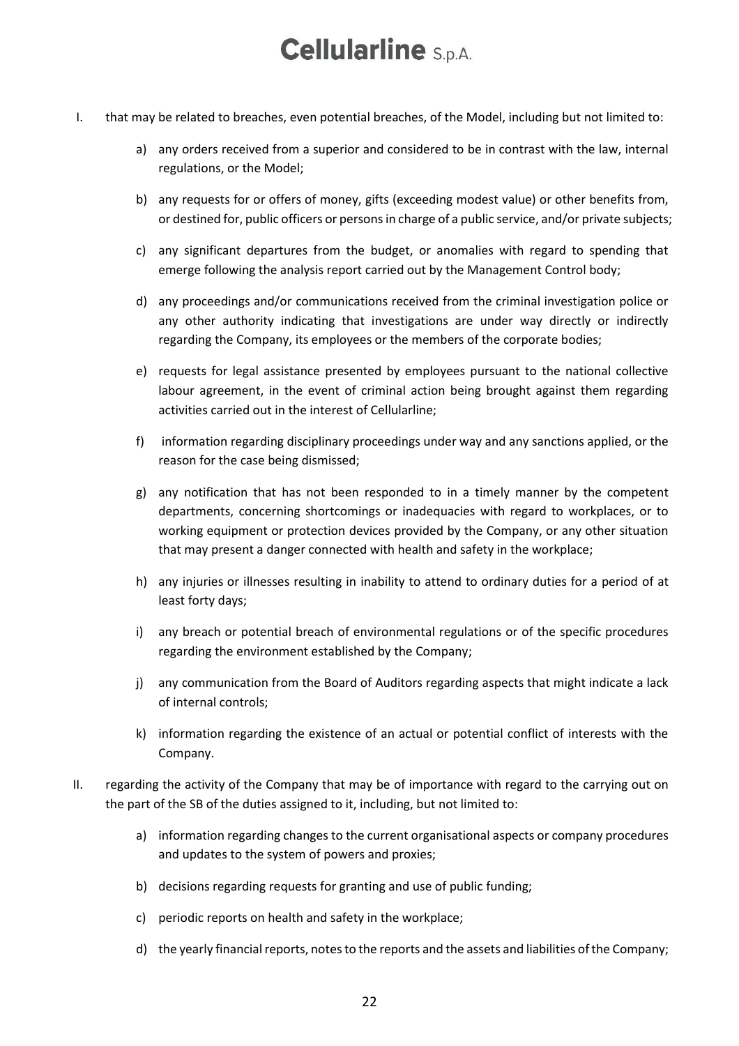I. that may be related to breaches, even potential breaches, of the Model, including but not limited to:

   a) any orders received from a superior and considered to be in contrast with the law, internal regulations, or the Model;

   b) any requests for or offers of money, gifts (exceeding modest value) or other benefits from, or destined for, public officers or persons in charge of a public service, and/or private subjects;

   c) any significant departures from the budget, or anomalies with regard to spending that emerge following the analysis report carried out by the Management Control body;

   d) any proceedings and/or communications received from the criminal investigation police or any other authority indicating that investigations are under way directly or indirectly regarding the Company, its employees or the members of the corporate bodies;

   e) requests for legal assistance presented by employees pursuant to the national collective labour agreement, in the event of criminal action being brought against them regarding activities carried out in the interest of Cellularline;

   f) information regarding disciplinary proceedings under way and any sanctions applied, or the reason for the case being dismissed;

   g) any notification that has not been responded to in a timely manner by the competent departments, concerning shortcomings or inadequacies with regard to workplaces, or to working equipment or protection devices provided by the Company, or any other situation that may present a danger connected with health and safety in the workplace;

   h) any injuries or illnesses resulting in inability to attend to ordinary duties for a period of at least forty days;

   i) any breach or potential breach of environmental regulations or of the specific procedures regarding the environment established by the Company;

   j) any communication from the Board of Auditors regarding aspects that might indicate a lack of internal controls;

   k) information regarding the existence of an actual or potential conflict of interests with the Company.

II. regarding the activity of the Company that may be of importance with regard to the carrying out on the part of the SB of the duties assigned to it, including, but not limited to:

   a) information regarding changes to the current organisational aspects or company procedures and updates to the system of powers and proxies;

   b) decisions regarding requests for granting and use of public funding;

   c) periodic reports on health and safety in the workplace;

   d) the yearly financial reports, notes to the reports and the assets and liabilities of the Company;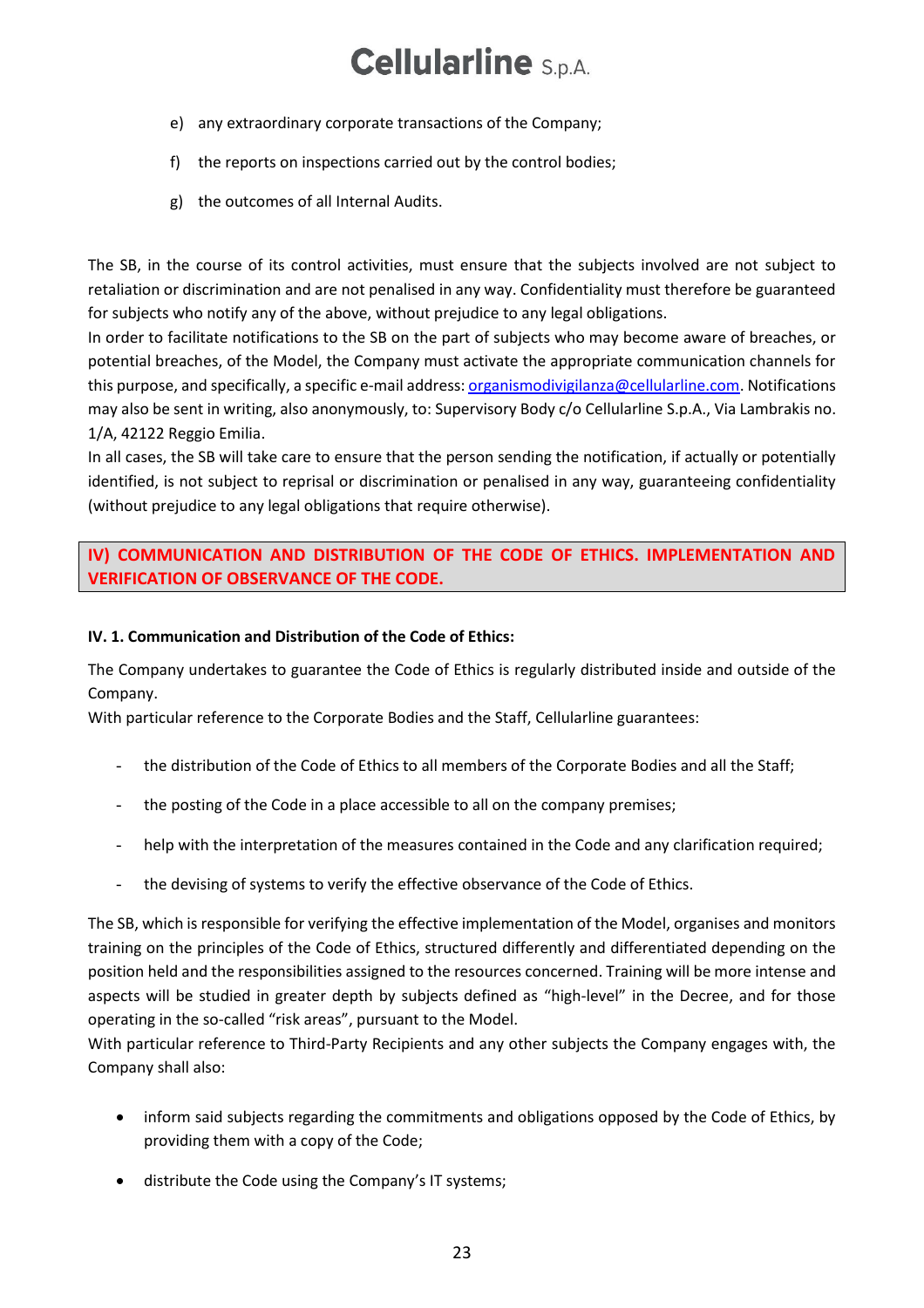e) any extraordinary corporate transactions of the Company;

f) the reports on inspections carried out by the control bodies;

g) the outcomes of all Internal Audits.

The SB, in the course of its control activities, must ensure that the subjects involved are not subject to retaliation or discrimination and are not penalised in any way. Confidentiality must therefore be guaranteed for subjects who notify any of the above, without prejudice to any legal obligations.

In order to facilitate notifications to the SB on the part of subjects who may become aware of breaches, or potential breaches, of the Model, the Company must activate the appropriate communication channels for this purpose, and specifically, a specific e-mail address: organismodivigilanza@cellularline.com. Notifications may also be sent in writing, also anonymously, to: Supervisory Body c/o Cellularline S.p.A., Via Lambrakis no. 1/A, 42122 Reggio Emilia.

In all cases, the SB will take care to ensure that the person sending the notification, if actually or potentially identified, is not subject to reprisal or discrimination or penalised in any way, guaranteeing confidentiality (without prejudice to any legal obligations that require otherwise).

## IV) COMMUNICATION AND DISTRIBUTION OF THE CODE OF ETHICS. IMPLEMENTATION AND VERIFICATION OF OBSERVANCE OF THE CODE.

### IV. 1. Communication and Distribution of the Code of Ethics:

The Company undertakes to guarantee the Code of Ethics is regularly distributed inside and outside of the Company.

With particular reference to the Corporate Bodies and the Staff, Cellularline guarantees:

- the distribution of the Code of Ethics to all members of the Corporate Bodies and all the Staff;
- the posting of the Code in a place accessible to all on the company premises;
- help with the interpretation of the measures contained in the Code and any clarification required;
- the devising of systems to verify the effective observance of the Code of Ethics.

The SB, which is responsible for verifying the effective implementation of the Model, organises and monitors training on the principles of the Code of Ethics, structured differently and differentiated depending on the position held and the responsibilities assigned to the resources concerned. Training will be more intense and aspects will be studied in greater depth by subjects defined as "high-level" in the Decree, and for those operating in the so-called "risk areas", pursuant to the Model.

With particular reference to Third-Party Recipients and any other subjects the Company engages with, the Company shall also:

- inform said subjects regarding the commitments and obligations opposed by the Code of Ethics, by providing them with a copy of the Code;
- distribute the Code using the Company's IT systems;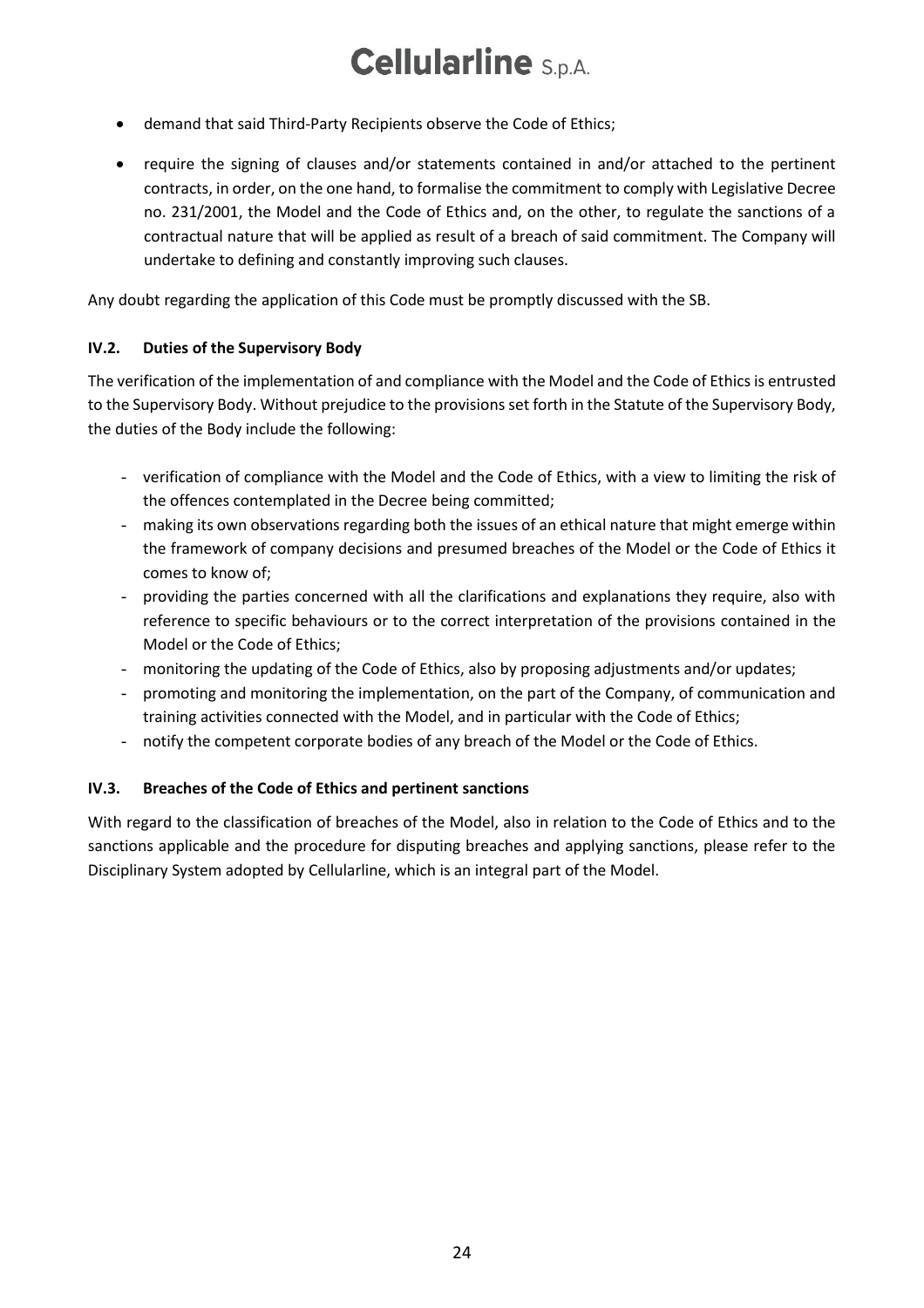- demand that said Third-Party Recipients observe the Code of Ethics;
- require the signing of clauses and/or statements contained in and/or attached to the pertinent contracts, in order, on the one hand, to formalise the commitment to comply with Legislative Decree no. 231/2001, the Model and the Code of Ethics and, on the other, to regulate the sanctions of a contractual nature that will be applied as result of a breach of said commitment. The Company will undertake to defining and constantly improving such clauses.

Any doubt regarding the application of this Code must be promptly discussed with the SB.

### IV.2. Duties of the Supervisory Body

The verification of the implementation of and compliance with the Model and the Code of Ethics is entrusted to the Supervisory Body. Without prejudice to the provisions set forth in the Statute of the Supervisory Body, the duties of the Body include the following:

- verification of compliance with the Model and the Code of Ethics, with a view to limiting the risk of the offences contemplated in the Decree being committed;
- making its own observations regarding both the issues of an ethical nature that might emerge within the framework of company decisions and presumed breaches of the Model or the Code of Ethics it comes to know of;
- providing the parties concerned with all the clarifications and explanations they require, also with reference to specific behaviours or to the correct interpretation of the provisions contained in the Model or the Code of Ethics;
- monitoring the updating of the Code of Ethics, also by proposing adjustments and/or updates;
- promoting and monitoring the implementation, on the part of the Company, of communication and training activities connected with the Model, and in particular with the Code of Ethics;
- notify the competent corporate bodies of any breach of the Model or the Code of Ethics.

### IV.3. Breaches of the Code of Ethics and pertinent sanctions

With regard to the classification of breaches of the Model, also in relation to the Code of Ethics and to the sanctions applicable and the procedure for disputing breaches and applying sanctions, please refer to the Disciplinary System adopted by Cellularline, which is an integral part of the Model.